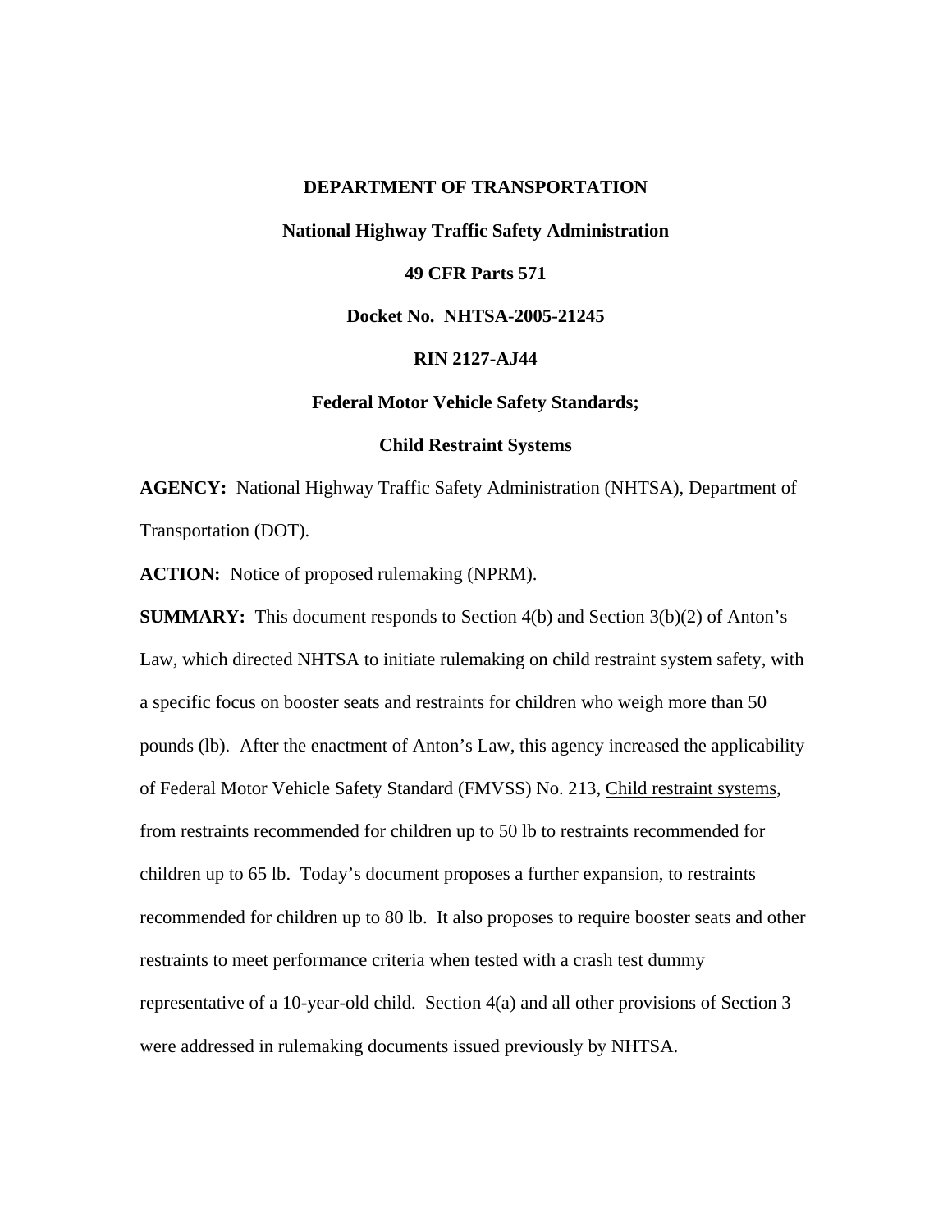**DEPARTMENT OF TRANSPORTATION**

**National Highway Traffic Safety Administration**

**49 CFR Parts 571**

**Docket No. NHTSA-2005-21245**

**RIN 2127-AJ44**

**Federal Motor Vehicle Safety Standards;**

**Child Restraint Systems**

**AGENCY:** National Highway Traffic Safety Administration (NHTSA), Department of Transportation (DOT).

**ACTION:** Notice of proposed rulemaking (NPRM).

**SUMMARY:** This document responds to Section 4(b) and Section 3(b)(2) of Anton's Law, which directed NHTSA to initiate rulemaking on child restraint system safety, with a specific focus on booster seats and restraints for children who weigh more than 50 pounds (lb). After the enactment of Anton's Law, this agency increased the applicability of Federal Motor Vehicle Safety Standard (FMVSS) No. 213, Child restraint systems, from restraints recommended for children up to 50 lb to restraints recommended for children up to 65 lb. Today's document proposes a further expansion, to restraints recommended for children up to 80 lb. It also proposes to require booster seats and other restraints to meet performance criteria when tested with a crash test dummy representative of a 10-year-old child. Section 4(a) and all other provisions of Section 3 were addressed in rulemaking documents issued previously by NHTSA.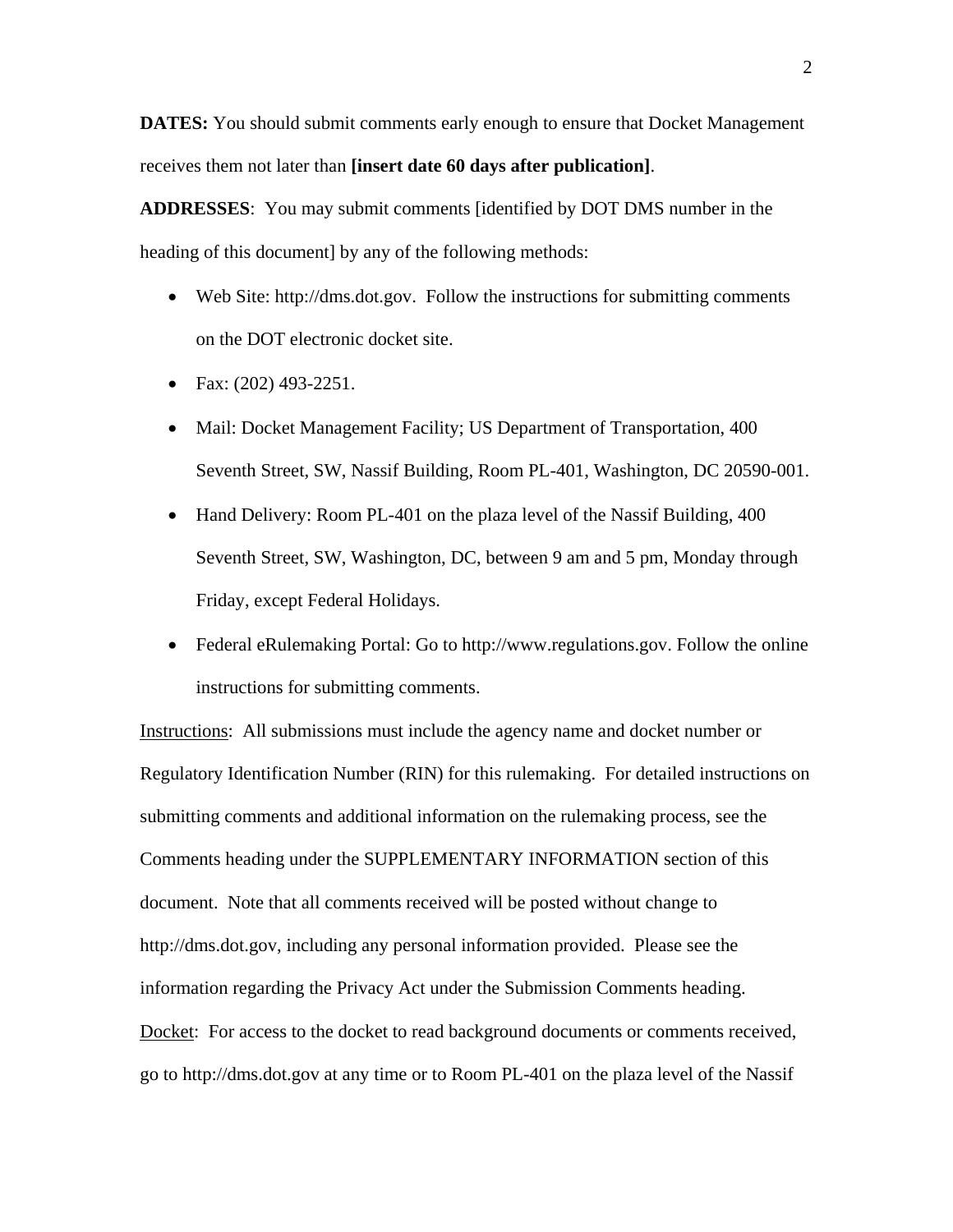**DATES:** You should submit comments early enough to ensure that Docket Management receives them not later than **[insert date 60 days after publication]**.

**ADDRESSES**: You may submit comments [identified by DOT DMS number in the heading of this document] by any of the following methods:

- Web Site: http://dms.dot.gov. Follow the instructions for submitting comments on the DOT electronic docket site.
- Fax: (202) 493-2251.
- Mail: Docket Management Facility; US Department of Transportation, 400 Seventh Street, SW, Nassif Building, Room PL-401, Washington, DC 20590-001.
- Hand Delivery: Room PL-401 on the plaza level of the Nassif Building, 400 Seventh Street, SW, Washington, DC, between 9 am and 5 pm, Monday through Friday, except Federal Holidays.
- Federal eRulemaking Portal: Go to http://www.regulations.gov. Follow the online instructions for submitting comments.

Instructions: All submissions must include the agency name and docket number or Regulatory Identification Number (RIN) for this rulemaking. For detailed instructions on submitting comments and additional information on the rulemaking process, see the Comments heading under the SUPPLEMENTARY INFORMATION section of this document. Note that all comments received will be posted without change to http://dms.dot.gov, including any personal information provided. Please see the information regarding the Privacy Act under the Submission Comments heading.

Docket: For access to the docket to read background documents or comments received, go to http://dms.dot.gov at any time or to Room PL-401 on the plaza level of the Nassif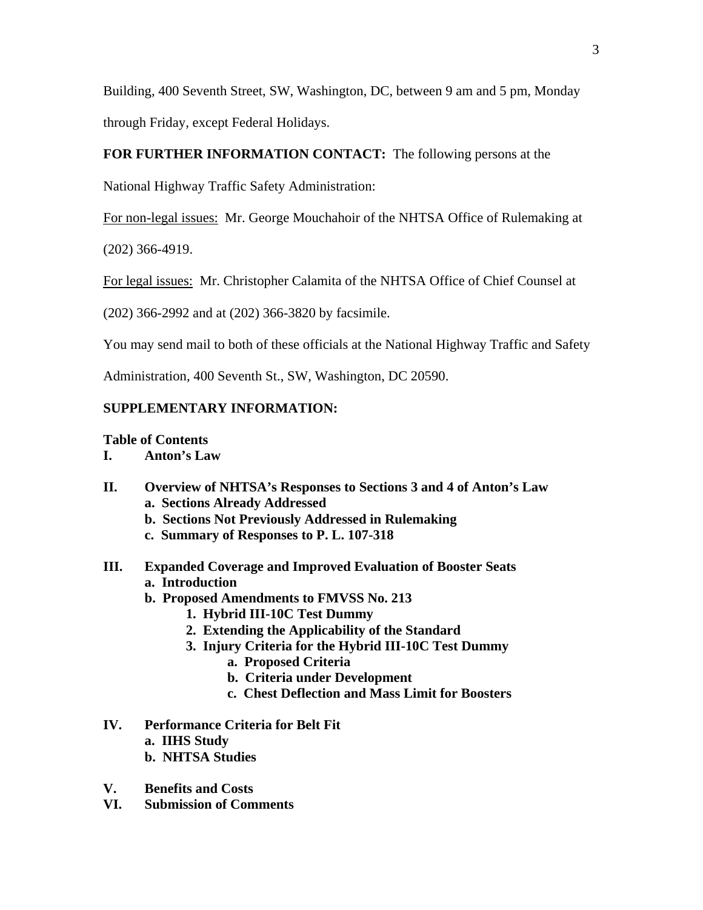Building, 400 Seventh Street, SW, Washington, DC, between 9 am and 5 pm, Monday through Friday, except Federal Holidays.

**FOR FURTHER INFORMATION CONTACT:** The following persons at the National Highway Traffic Safety Administration:

<u>For non-legal issues:</u> Mr. George Mouchahoir of the NHTSA Office of Rulemaking at (202) 366-4919.

<u>For legal issues:</u> Mr. Christopher Calamita of the NHTSA Office of Chief Counsel at (202) 366-2992 and at (202) 366-3820 by facsimile.

You may send mail to both of these officials at the National Highway Traffic and Safety Administration, 400 Seventh St., SW, Washington, DC 20590.

**SUPPLEMENTARY INFORMATION:**

**Table of Contents**

**I. Anton's Law**

**II. Overview of NHTSA's Responses to Sections 3 and 4 of Anton's Law**
- **a. Sections Already Addressed**
- **b. Sections Not Previously Addressed in Rulemaking**
- **c. Summary of Responses to P. L. 107-318**

**III. Expanded Coverage and Improved Evaluation of Booster Seats**
- **a. Introduction**
- **b. Proposed Amendments to FMVSS No. 213**
  - **1. Hybrid III-10C Test Dummy**
  - **2. Extending the Applicability of the Standard**
  - **3. Injury Criteria for the Hybrid III-10C Test Dummy**
    - **a. Proposed Criteria**
    - **b. Criteria under Development**
    - **c. Chest Deflection and Mass Limit for Boosters**

**IV. Performance Criteria for Belt Fit**
- **a. IIHS Study**
- **b. NHTSA Studies**

**V. Benefits and Costs**

**VI. Submission of Comments**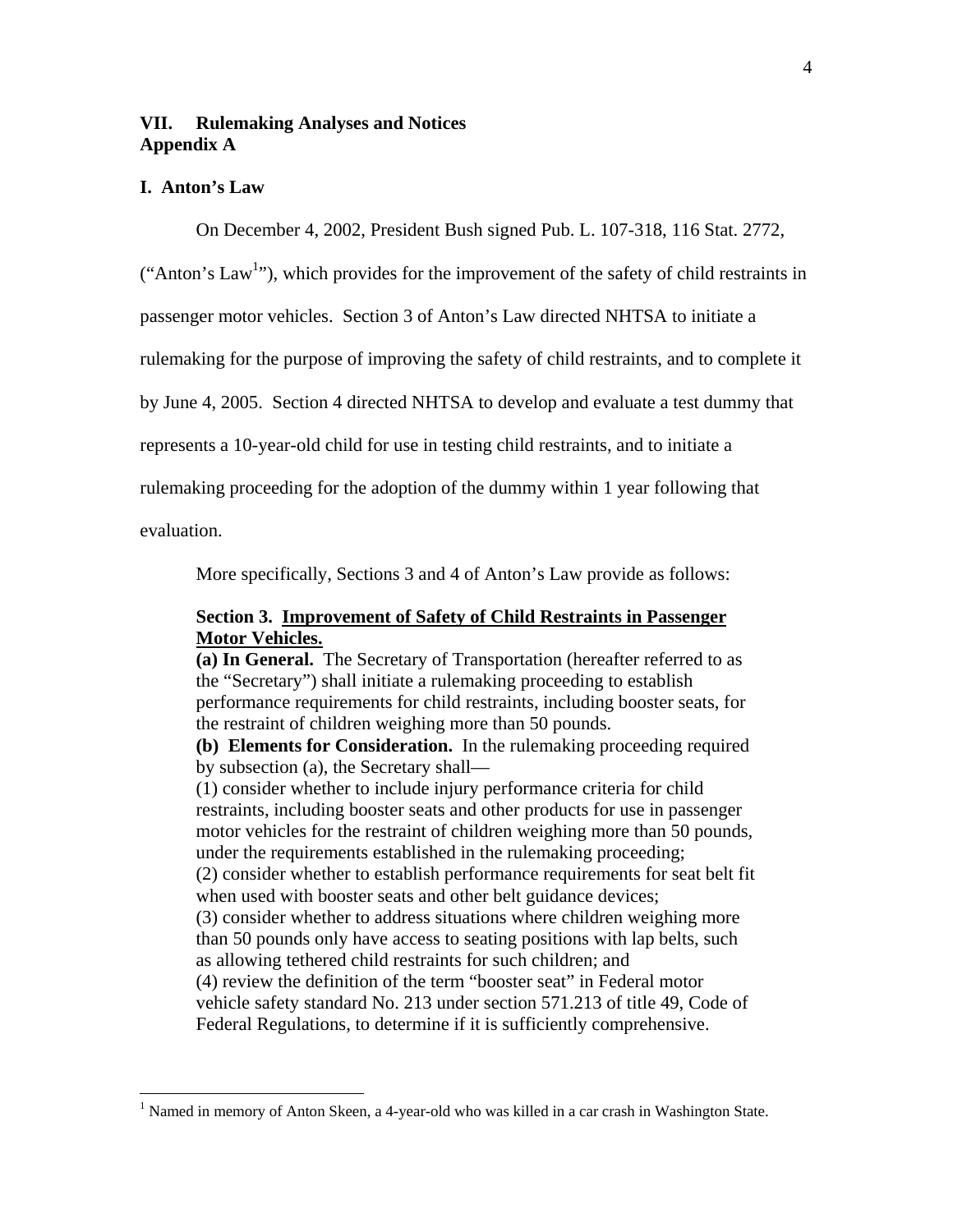**VII. Rulemaking Analyses and Notices**
**Appendix A**

**I. Anton's Law**

On December 4, 2002, President Bush signed Pub. L. 107-318, 116 Stat. 2772, ("Anton's Law[1]"), which provides for the improvement of the safety of child restraints in passenger motor vehicles. Section 3 of Anton's Law directed NHTSA to initiate a rulemaking for the purpose of improving the safety of child restraints, and to complete it by June 4, 2005. Section 4 directed NHTSA to develop and evaluate a test dummy that represents a 10-year-old child for use in testing child restraints, and to initiate a rulemaking proceeding for the adoption of the dummy within 1 year following that evaluation.

More specifically, Sections 3 and 4 of Anton's Law provide as follows:

> **Section 3. <u>Improvement of Safety of Child Restraints in Passenger Motor Vehicles.</u>**
> **(a) In General.** The Secretary of Transportation (hereafter referred to as the "Secretary") shall initiate a rulemaking proceeding to establish performance requirements for child restraints, including booster seats, for the restraint of children weighing more than 50 pounds.
> **(b) Elements for Consideration.** In the rulemaking proceeding required by subsection (a), the Secretary shall—
> (1) consider whether to include injury performance criteria for child restraints, including booster seats and other products for use in passenger motor vehicles for the restraint of children weighing more than 50 pounds, under the requirements established in the rulemaking proceeding;
> (2) consider whether to establish performance requirements for seat belt fit when used with booster seats and other belt guidance devices;
> (3) consider whether to address situations where children weighing more than 50 pounds only have access to seating positions with lap belts, such as allowing tethered child restraints for such children; and
> (4) review the definition of the term "booster seat" in Federal motor vehicle safety standard No. 213 under section 571.213 of title 49, Code of Federal Regulations, to determine if it is sufficiently comprehensive.

[1] Named in memory of Anton Skeen, a 4-year-old who was killed in a car crash in Washington State.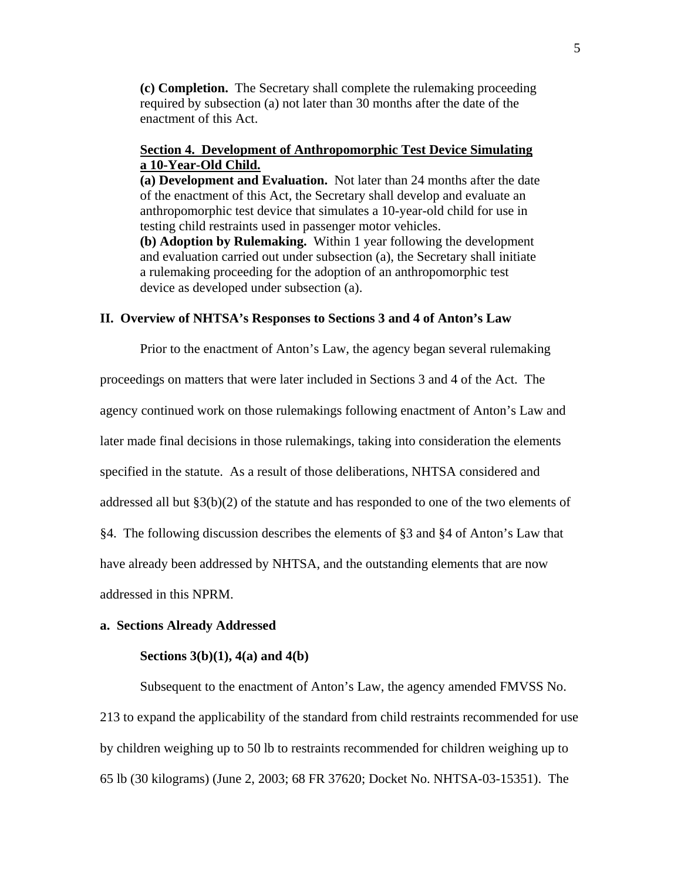**(c) Completion.** The Secretary shall complete the rulemaking proceeding required by subsection (a) not later than 30 months after the date of the enactment of this Act.

**Section 4. Development of Anthropomorphic Test Device Simulating a 10-Year-Old Child.**

**(a) Development and Evaluation.** Not later than 24 months after the date of the enactment of this Act, the Secretary shall develop and evaluate an anthropomorphic test device that simulates a 10-year-old child for use in testing child restraints used in passenger motor vehicles.

**(b) Adoption by Rulemaking.** Within 1 year following the development and evaluation carried out under subsection (a), the Secretary shall initiate a rulemaking proceeding for the adoption of an anthropomorphic test device as developed under subsection (a).

## II. Overview of NHTSA's Responses to Sections 3 and 4 of Anton's Law

Prior to the enactment of Anton's Law, the agency began several rulemaking proceedings on matters that were later included in Sections 3 and 4 of the Act. The agency continued work on those rulemakings following enactment of Anton's Law and later made final decisions in those rulemakings, taking into consideration the elements specified in the statute. As a result of those deliberations, NHTSA considered and addressed all but §3(b)(2) of the statute and has responded to one of the two elements of §4. The following discussion describes the elements of §3 and §4 of Anton's Law that have already been addressed by NHTSA, and the outstanding elements that are now addressed in this NPRM.

### a. Sections Already Addressed

#### Sections 3(b)(1), 4(a) and 4(b)

Subsequent to the enactment of Anton's Law, the agency amended FMVSS No. 213 to expand the applicability of the standard from child restraints recommended for use by children weighing up to 50 lb to restraints recommended for children weighing up to 65 lb (30 kilograms) (June 2, 2003; 68 FR 37620; Docket No. NHTSA-03-15351). The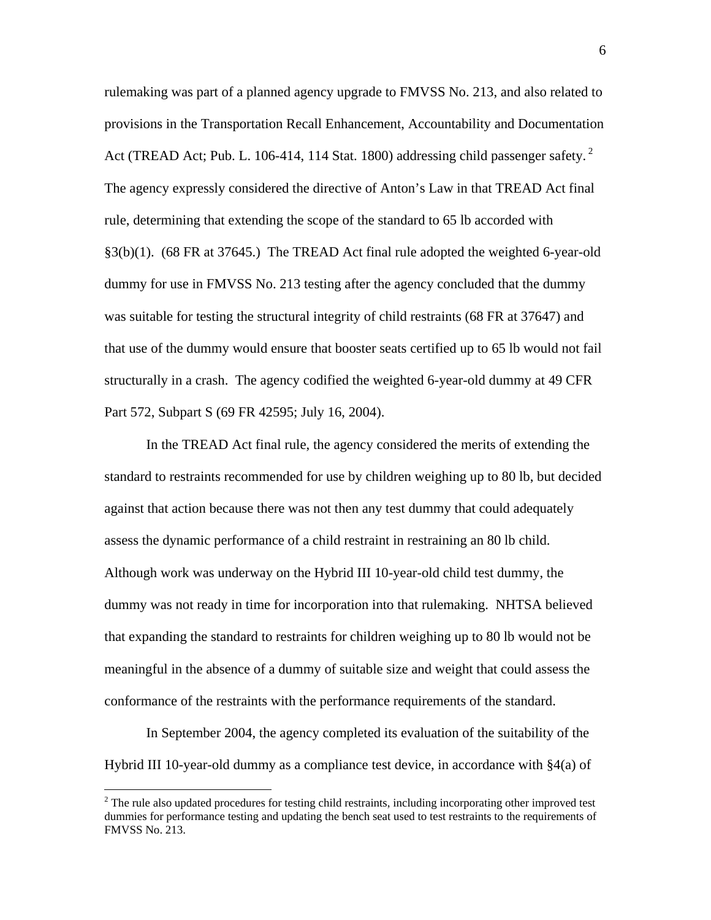rulemaking was part of a planned agency upgrade to FMVSS No. 213, and also related to provisions in the Transportation Recall Enhancement, Accountability and Documentation Act (TREAD Act; Pub. L. 106-414, 114 Stat. 1800) addressing child passenger safety.[2] The agency expressly considered the directive of Anton's Law in that TREAD Act final rule, determining that extending the scope of the standard to 65 lb accorded with §3(b)(1). (68 FR at 37645.) The TREAD Act final rule adopted the weighted 6-year-old dummy for use in FMVSS No. 213 testing after the agency concluded that the dummy was suitable for testing the structural integrity of child restraints (68 FR at 37647) and that use of the dummy would ensure that booster seats certified up to 65 lb would not fail structurally in a crash. The agency codified the weighted 6-year-old dummy at 49 CFR Part 572, Subpart S (69 FR 42595; July 16, 2004).

In the TREAD Act final rule, the agency considered the merits of extending the standard to restraints recommended for use by children weighing up to 80 lb, but decided against that action because there was not then any test dummy that could adequately assess the dynamic performance of a child restraint in restraining an 80 lb child. Although work was underway on the Hybrid III 10-year-old child test dummy, the dummy was not ready in time for incorporation into that rulemaking. NHTSA believed that expanding the standard to restraints for children weighing up to 80 lb would not be meaningful in the absence of a dummy of suitable size and weight that could assess the conformance of the restraints with the performance requirements of the standard.

In September 2004, the agency completed its evaluation of the suitability of the Hybrid III 10-year-old dummy as a compliance test device, in accordance with §4(a) of

[2] The rule also updated procedures for testing child restraints, including incorporating other improved test dummies for performance testing and updating the bench seat used to test restraints to the requirements of FMVSS No. 213.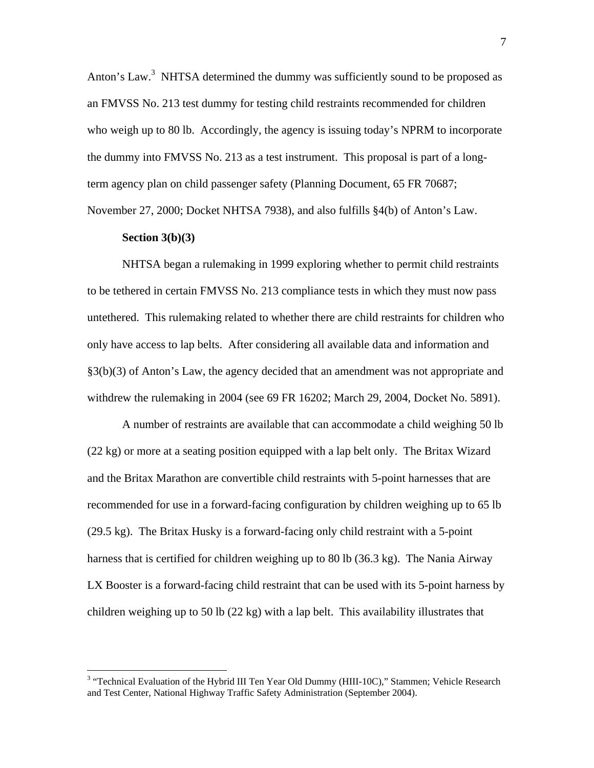Anton's Law.[3] NHTSA determined the dummy was sufficiently sound to be proposed as an FMVSS No. 213 test dummy for testing child restraints recommended for children who weigh up to 80 lb. Accordingly, the agency is issuing today's NPRM to incorporate the dummy into FMVSS No. 213 as a test instrument. This proposal is part of a long-term agency plan on child passenger safety (Planning Document, 65 FR 70687; November 27, 2000; Docket NHTSA 7938), and also fulfills §4(b) of Anton's Law.

**Section 3(b)(3)**

NHTSA began a rulemaking in 1999 exploring whether to permit child restraints to be tethered in certain FMVSS No. 213 compliance tests in which they must now pass untethered. This rulemaking related to whether there are child restraints for children who only have access to lap belts. After considering all available data and information and §3(b)(3) of Anton's Law, the agency decided that an amendment was not appropriate and withdrew the rulemaking in 2004 (see 69 FR 16202; March 29, 2004, Docket No. 5891).

A number of restraints are available that can accommodate a child weighing 50 lb (22 kg) or more at a seating position equipped with a lap belt only. The Britax Wizard and the Britax Marathon are convertible child restraints with 5-point harnesses that are recommended for use in a forward-facing configuration by children weighing up to 65 lb (29.5 kg). The Britax Husky is a forward-facing only child restraint with a 5-point harness that is certified for children weighing up to 80 lb (36.3 kg). The Nania Airway LX Booster is a forward-facing child restraint that can be used with its 5-point harness by children weighing up to 50 lb (22 kg) with a lap belt. This availability illustrates that

[3] "Technical Evaluation of the Hybrid III Ten Year Old Dummy (HIII-10C)," Stammen; Vehicle Research and Test Center, National Highway Traffic Safety Administration (September 2004).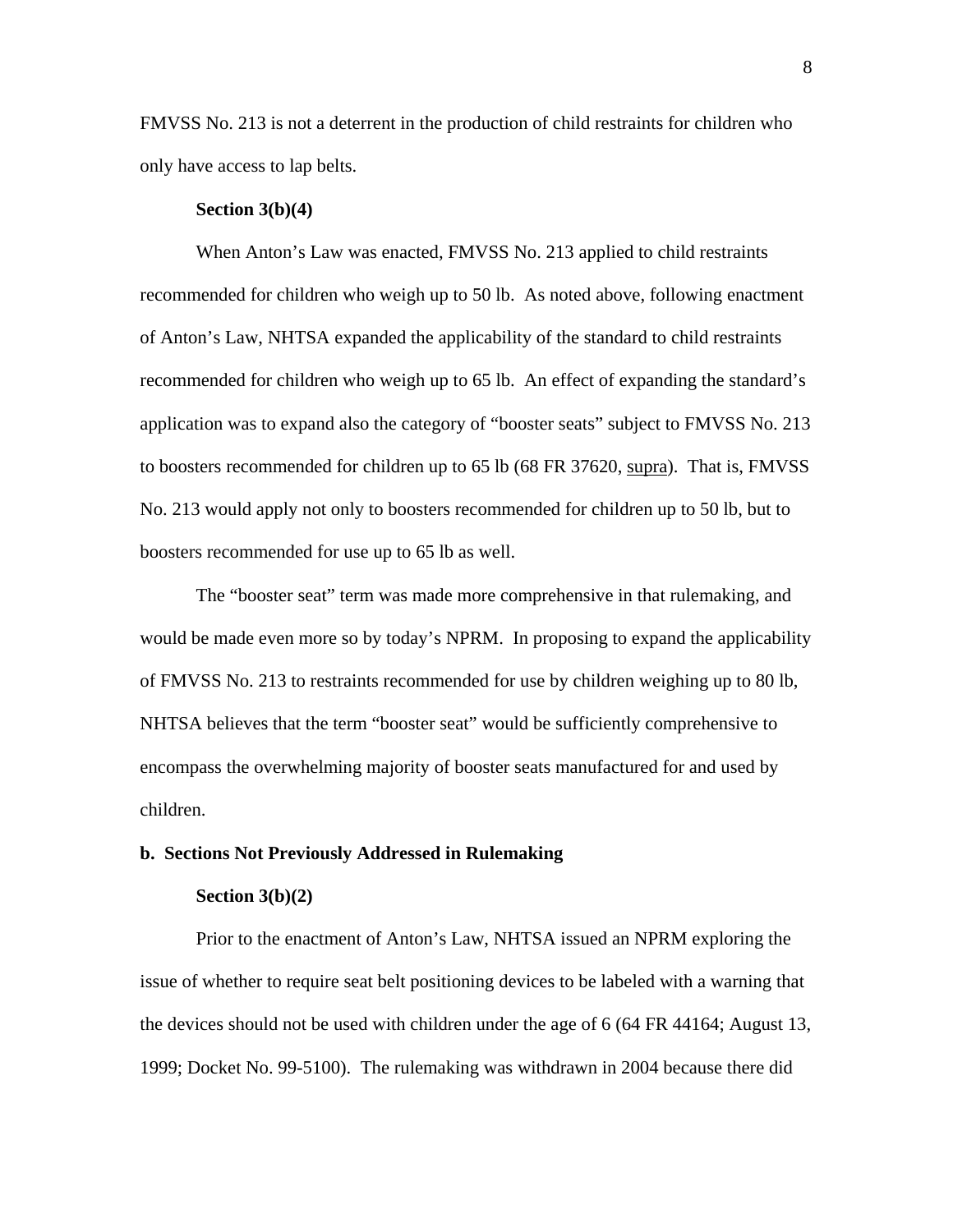FMVSS No. 213 is not a deterrent in the production of child restraints for children who only have access to lap belts.

**Section 3(b)(4)**

When Anton's Law was enacted, FMVSS No. 213 applied to child restraints recommended for children who weigh up to 50 lb. As noted above, following enactment of Anton's Law, NHTSA expanded the applicability of the standard to child restraints recommended for children who weigh up to 65 lb. An effect of expanding the standard's application was to expand also the category of "booster seats" subject to FMVSS No. 213 to boosters recommended for children up to 65 lb (68 FR 37620, supra). That is, FMVSS No. 213 would apply not only to boosters recommended for children up to 50 lb, but to boosters recommended for use up to 65 lb as well.

The "booster seat" term was made more comprehensive in that rulemaking, and would be made even more so by today's NPRM. In proposing to expand the applicability of FMVSS No. 213 to restraints recommended for use by children weighing up to 80 lb, NHTSA believes that the term "booster seat" would be sufficiently comprehensive to encompass the overwhelming majority of booster seats manufactured for and used by children.

**b. Sections Not Previously Addressed in Rulemaking**

**Section 3(b)(2)**

Prior to the enactment of Anton's Law, NHTSA issued an NPRM exploring the issue of whether to require seat belt positioning devices to be labeled with a warning that the devices should not be used with children under the age of 6 (64 FR 44164; August 13, 1999; Docket No. 99-5100). The rulemaking was withdrawn in 2004 because there did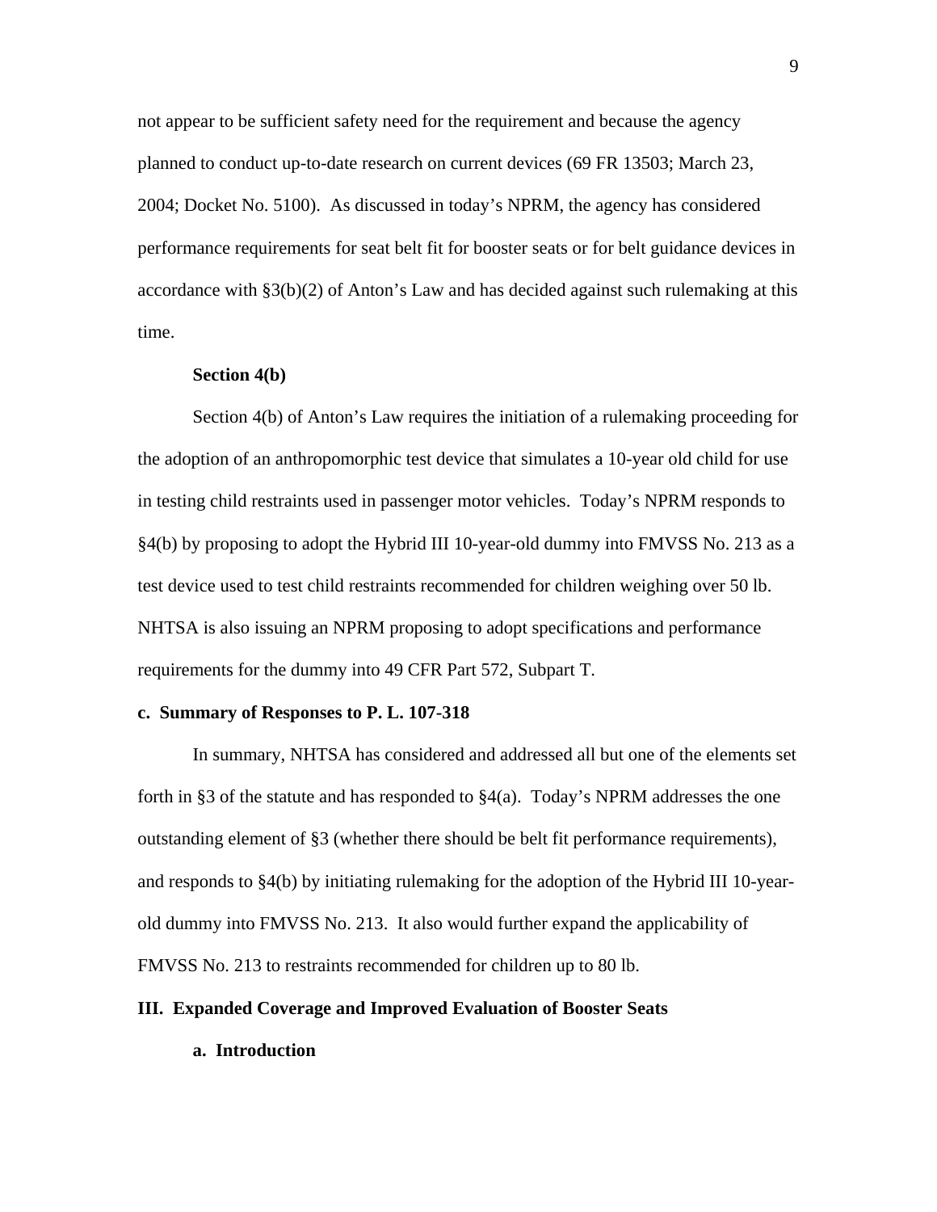not appear to be sufficient safety need for the requirement and because the agency planned to conduct up-to-date research on current devices (69 FR 13503; March 23, 2004; Docket No. 5100). As discussed in today's NPRM, the agency has considered performance requirements for seat belt fit for booster seats or for belt guidance devices in accordance with §3(b)(2) of Anton's Law and has decided against such rulemaking at this time.

**Section 4(b)**

Section 4(b) of Anton's Law requires the initiation of a rulemaking proceeding for the adoption of an anthropomorphic test device that simulates a 10-year old child for use in testing child restraints used in passenger motor vehicles. Today's NPRM responds to §4(b) by proposing to adopt the Hybrid III 10-year-old dummy into FMVSS No. 213 as a test device used to test child restraints recommended for children weighing over 50 lb. NHTSA is also issuing an NPRM proposing to adopt specifications and performance requirements for the dummy into 49 CFR Part 572, Subpart T.

**c. Summary of Responses to P. L. 107-318**

In summary, NHTSA has considered and addressed all but one of the elements set forth in §3 of the statute and has responded to §4(a). Today's NPRM addresses the one outstanding element of §3 (whether there should be belt fit performance requirements), and responds to §4(b) by initiating rulemaking for the adoption of the Hybrid III 10-year-old dummy into FMVSS No. 213. It also would further expand the applicability of FMVSS No. 213 to restraints recommended for children up to 80 lb.

## III. Expanded Coverage and Improved Evaluation of Booster Seats

### a. Introduction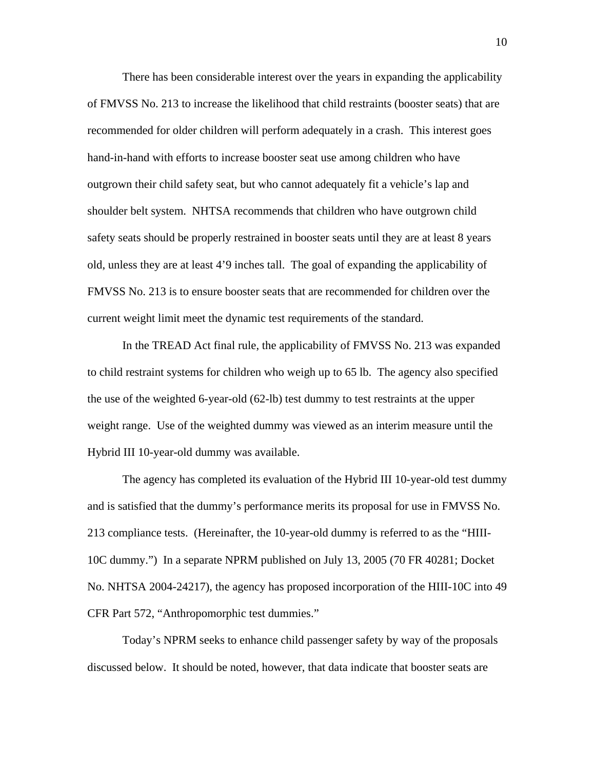There has been considerable interest over the years in expanding the applicability of FMVSS No. 213 to increase the likelihood that child restraints (booster seats) that are recommended for older children will perform adequately in a crash. This interest goes hand-in-hand with efforts to increase booster seat use among children who have outgrown their child safety seat, but who cannot adequately fit a vehicle's lap and shoulder belt system. NHTSA recommends that children who have outgrown child safety seats should be properly restrained in booster seats until they are at least 8 years old, unless they are at least 4'9 inches tall. The goal of expanding the applicability of FMVSS No. 213 is to ensure booster seats that are recommended for children over the current weight limit meet the dynamic test requirements of the standard.

In the TREAD Act final rule, the applicability of FMVSS No. 213 was expanded to child restraint systems for children who weigh up to 65 lb. The agency also specified the use of the weighted 6-year-old (62-lb) test dummy to test restraints at the upper weight range. Use of the weighted dummy was viewed as an interim measure until the Hybrid III 10-year-old dummy was available.

The agency has completed its evaluation of the Hybrid III 10-year-old test dummy and is satisfied that the dummy's performance merits its proposal for use in FMVSS No. 213 compliance tests. (Hereinafter, the 10-year-old dummy is referred to as the "HIII-10C dummy.") In a separate NPRM published on July 13, 2005 (70 FR 40281; Docket No. NHTSA 2004-24217), the agency has proposed incorporation of the HIII-10C into 49 CFR Part 572, "Anthropomorphic test dummies."

Today's NPRM seeks to enhance child passenger safety by way of the proposals discussed below. It should be noted, however, that data indicate that booster seats are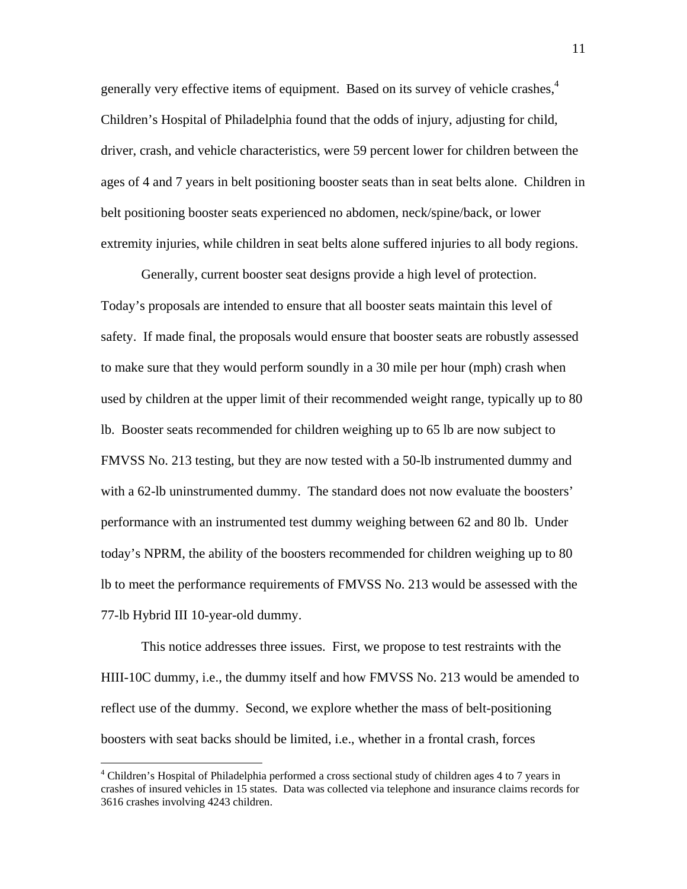generally very effective items of equipment. Based on its survey of vehicle crashes,[4] Children's Hospital of Philadelphia found that the odds of injury, adjusting for child, driver, crash, and vehicle characteristics, were 59 percent lower for children between the ages of 4 and 7 years in belt positioning booster seats than in seat belts alone. Children in belt positioning booster seats experienced no abdomen, neck/spine/back, or lower extremity injuries, while children in seat belts alone suffered injuries to all body regions.

Generally, current booster seat designs provide a high level of protection. Today's proposals are intended to ensure that all booster seats maintain this level of safety. If made final, the proposals would ensure that booster seats are robustly assessed to make sure that they would perform soundly in a 30 mile per hour (mph) crash when used by children at the upper limit of their recommended weight range, typically up to 80 lb. Booster seats recommended for children weighing up to 65 lb are now subject to FMVSS No. 213 testing, but they are now tested with a 50-lb instrumented dummy and with a 62-lb uninstrumented dummy. The standard does not now evaluate the boosters' performance with an instrumented test dummy weighing between 62 and 80 lb. Under today's NPRM, the ability of the boosters recommended for children weighing up to 80 lb to meet the performance requirements of FMVSS No. 213 would be assessed with the 77-lb Hybrid III 10-year-old dummy.

This notice addresses three issues. First, we propose to test restraints with the HIII-10C dummy, i.e., the dummy itself and how FMVSS No. 213 would be amended to reflect use of the dummy. Second, we explore whether the mass of belt-positioning boosters with seat backs should be limited, i.e., whether in a frontal crash, forces

---

[4] Children's Hospital of Philadelphia performed a cross sectional study of children ages 4 to 7 years in crashes of insured vehicles in 15 states. Data was collected via telephone and insurance claims records for 3616 crashes involving 4243 children.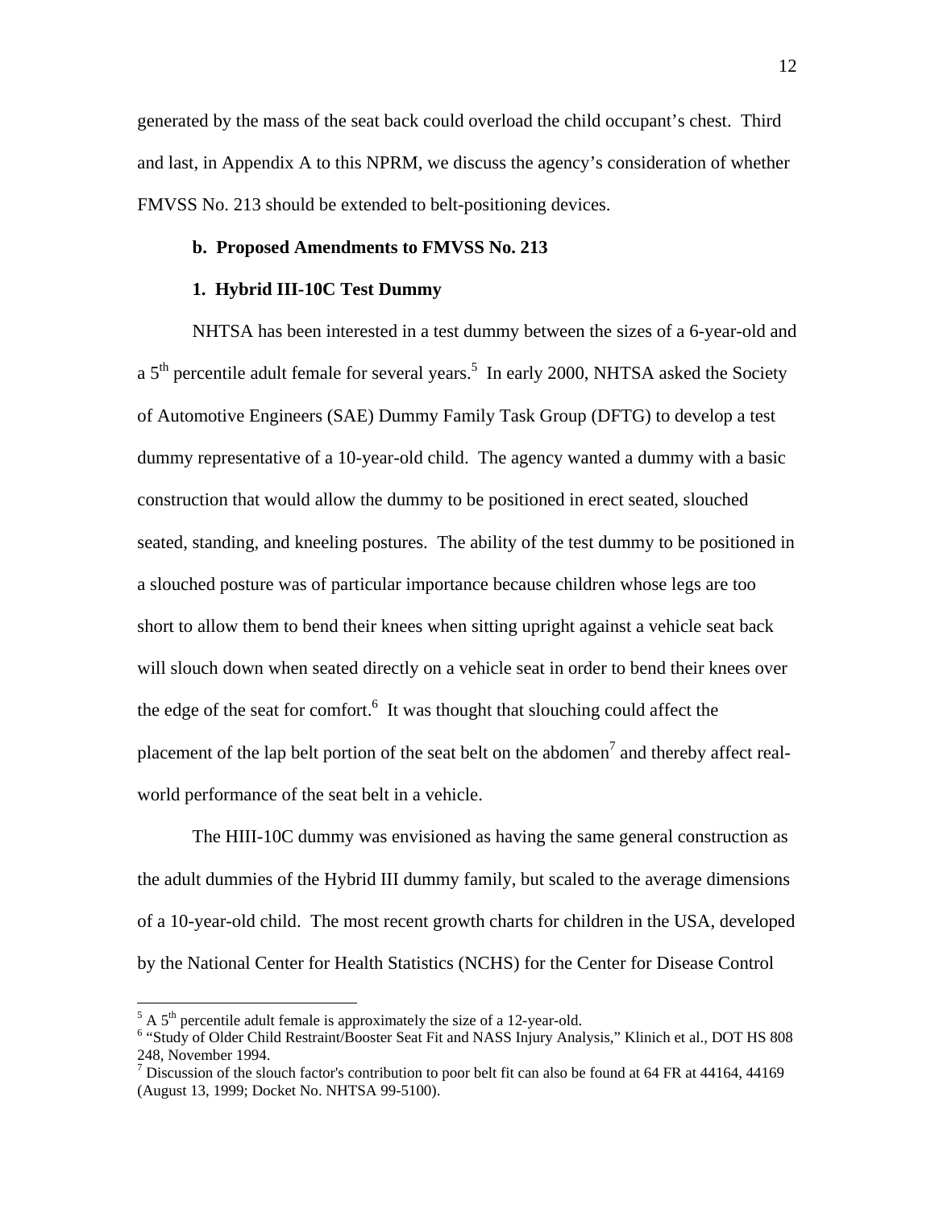generated by the mass of the seat back could overload the child occupant's chest. Third and last, in Appendix A to this NPRM, we discuss the agency's consideration of whether FMVSS No. 213 should be extended to belt-positioning devices.

**b. Proposed Amendments to FMVSS No. 213**

**1. Hybrid III-10C Test Dummy**

NHTSA has been interested in a test dummy between the sizes of a 6-year-old and a 5th percentile adult female for several years.[5] In early 2000, NHTSA asked the Society of Automotive Engineers (SAE) Dummy Family Task Group (DFTG) to develop a test dummy representative of a 10-year-old child. The agency wanted a dummy with a basic construction that would allow the dummy to be positioned in erect seated, slouched seated, standing, and kneeling postures. The ability of the test dummy to be positioned in a slouched posture was of particular importance because children whose legs are too short to allow them to bend their knees when sitting upright against a vehicle seat back will slouch down when seated directly on a vehicle seat in order to bend their knees over the edge of the seat for comfort.[6] It was thought that slouching could affect the placement of the lap belt portion of the seat belt on the abdomen[7] and thereby affect real-world performance of the seat belt in a vehicle.

The HIII-10C dummy was envisioned as having the same general construction as the adult dummies of the Hybrid III dummy family, but scaled to the average dimensions of a 10-year-old child. The most recent growth charts for children in the USA, developed by the National Center for Health Statistics (NCHS) for the Center for Disease Control

---

[5] A 5th percentile adult female is approximately the size of a 12-year-old.

[6] "Study of Older Child Restraint/Booster Seat Fit and NASS Injury Analysis," Klinich et al., DOT HS 808 248, November 1994.

[7] Discussion of the slouch factor's contribution to poor belt fit can also be found at 64 FR at 44164, 44169 (August 13, 1999; Docket No. NHTSA 99-5100).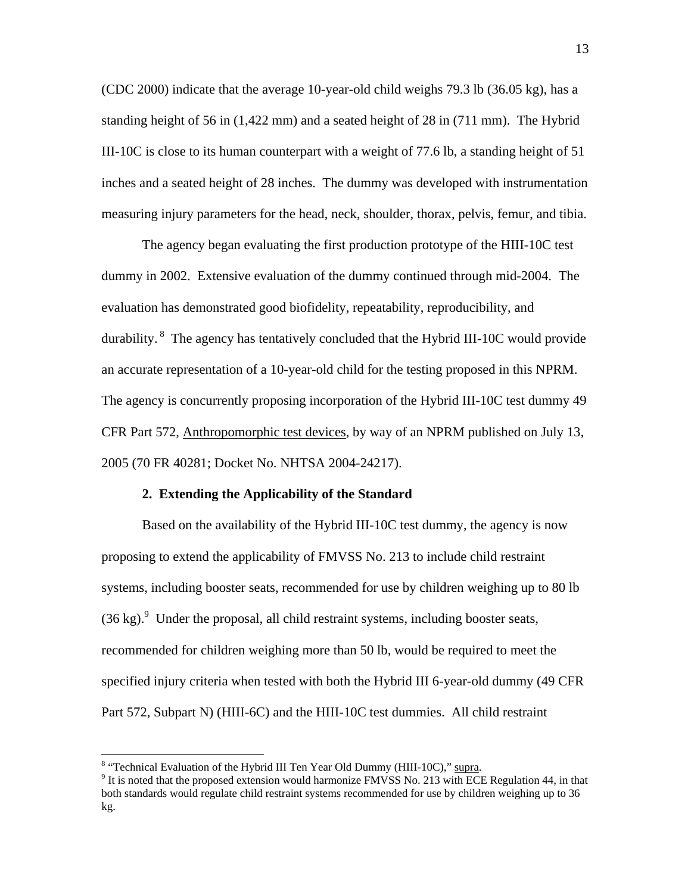(CDC 2000) indicate that the average 10-year-old child weighs 79.3 lb (36.05 kg), has a standing height of 56 in (1,422 mm) and a seated height of 28 in (711 mm). The Hybrid III-10C is close to its human counterpart with a weight of 77.6 lb, a standing height of 51 inches and a seated height of 28 inches. The dummy was developed with instrumentation measuring injury parameters for the head, neck, shoulder, thorax, pelvis, femur, and tibia.

The agency began evaluating the first production prototype of the HIII-10C test dummy in 2002. Extensive evaluation of the dummy continued through mid-2004. The evaluation has demonstrated good biofidelity, repeatability, reproducibility, and durability.[8] The agency has tentatively concluded that the Hybrid III-10C would provide an accurate representation of a 10-year-old child for the testing proposed in this NPRM. The agency is concurrently proposing incorporation of the Hybrid III-10C test dummy 49 CFR Part 572, Anthropomorphic test devices, by way of an NPRM published on July 13, 2005 (70 FR 40281; Docket No. NHTSA 2004-24217).

**2. Extending the Applicability of the Standard**

Based on the availability of the Hybrid III-10C test dummy, the agency is now proposing to extend the applicability of FMVSS No. 213 to include child restraint systems, including booster seats, recommended for use by children weighing up to 80 lb (36 kg).[9] Under the proposal, all child restraint systems, including booster seats, recommended for children weighing more than 50 lb, would be required to meet the specified injury criteria when tested with both the Hybrid III 6-year-old dummy (49 CFR Part 572, Subpart N) (HIII-6C) and the HIII-10C test dummies. All child restraint

---

[8] "Technical Evaluation of the Hybrid III Ten Year Old Dummy (HIII-10C)," supra.

[9] It is noted that the proposed extension would harmonize FMVSS No. 213 with ECE Regulation 44, in that both standards would regulate child restraint systems recommended for use by children weighing up to 36 kg.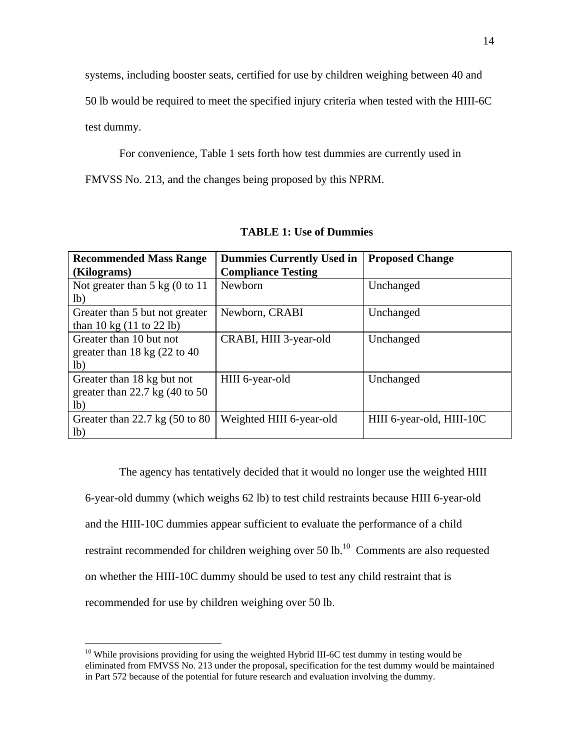systems, including booster seats, certified for use by children weighing between 40 and 50 lb would be required to meet the specified injury criteria when tested with the HIII-6C test dummy.

For convenience, Table 1 sets forth how test dummies are currently used in FMVSS No. 213, and the changes being proposed by this NPRM.

**TABLE 1: Use of Dummies**

| **Recommended Mass Range (Kilograms)** | **Dummies Currently Used in Compliance Testing** | **Proposed Change** |
|---|---|---|
| Not greater than 5 kg (0 to 11 lb) | Newborn | Unchanged |
| Greater than 5 but not greater than 10 kg (11 to 22 lb) | Newborn, CRABI | Unchanged |
| Greater than 10 but not greater than 18 kg (22 to 40 lb) | CRABI, HIII 3-year-old | Unchanged |
| Greater than 18 kg but not greater than 22.7 kg (40 to 50 lb) | HIII 6-year-old | Unchanged |
| Greater than 22.7 kg (50 to 80 lb) | Weighted HIII 6-year-old | HIII 6-year-old, HIII-10C |

The agency has tentatively decided that it would no longer use the weighted HIII 6-year-old dummy (which weighs 62 lb) to test child restraints because HIII 6-year-old and the HIII-10C dummies appear sufficient to evaluate the performance of a child restraint recommended for children weighing over 50 lb.[10] Comments are also requested on whether the HIII-10C dummy should be used to test any child restraint that is recommended for use by children weighing over 50 lb.

[10] While provisions providing for using the weighted Hybrid III-6C test dummy in testing would be eliminated from FMVSS No. 213 under the proposal, specification for the test dummy would be maintained in Part 572 because of the potential for future research and evaluation involving the dummy.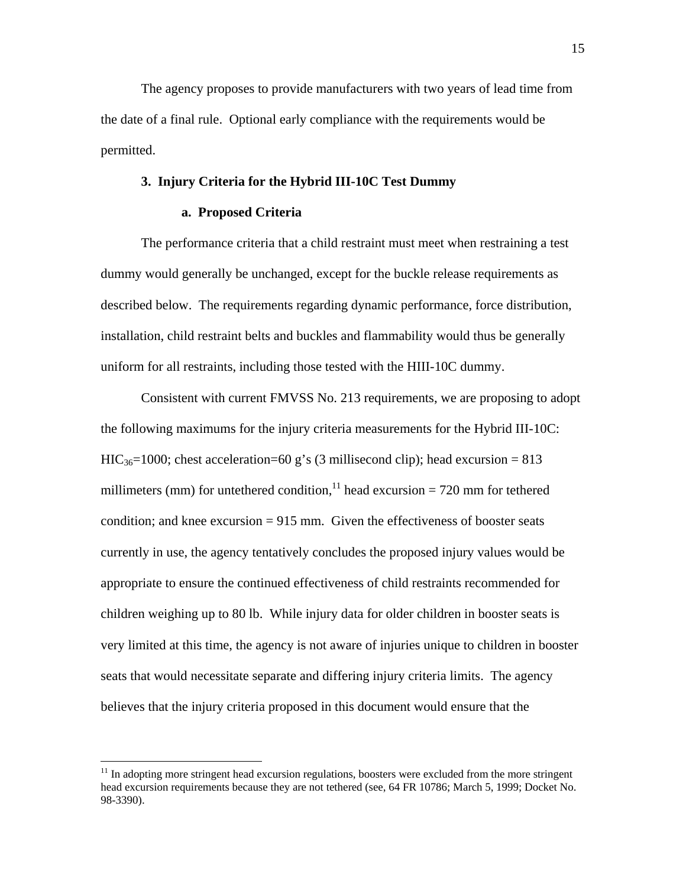The agency proposes to provide manufacturers with two years of lead time from the date of a final rule. Optional early compliance with the requirements would be permitted.

### 3. Injury Criteria for the Hybrid III-10C Test Dummy

#### a. Proposed Criteria

The performance criteria that a child restraint must meet when restraining a test dummy would generally be unchanged, except for the buckle release requirements as described below. The requirements regarding dynamic performance, force distribution, installation, child restraint belts and buckles and flammability would thus be generally uniform for all restraints, including those tested with the HIII-10C dummy.

Consistent with current FMVSS No. 213 requirements, we are proposing to adopt the following maximums for the injury criteria measurements for the Hybrid III-10C: $HIC_{36}$=1000; chest acceleration=60 g's (3 millisecond clip); head excursion = 813 millimeters (mm) for untethered condition,[11] head excursion = 720 mm for tethered condition; and knee excursion = 915 mm. Given the effectiveness of booster seats currently in use, the agency tentatively concludes the proposed injury values would be appropriate to ensure the continued effectiveness of child restraints recommended for children weighing up to 80 lb. While injury data for older children in booster seats is very limited at this time, the agency is not aware of injuries unique to children in booster seats that would necessitate separate and differing injury criteria limits. The agency believes that the injury criteria proposed in this document would ensure that the

[11] In adopting more stringent head excursion regulations, boosters were excluded from the more stringent head excursion requirements because they are not tethered (see, 64 FR 10786; March 5, 1999; Docket No. 98-3390).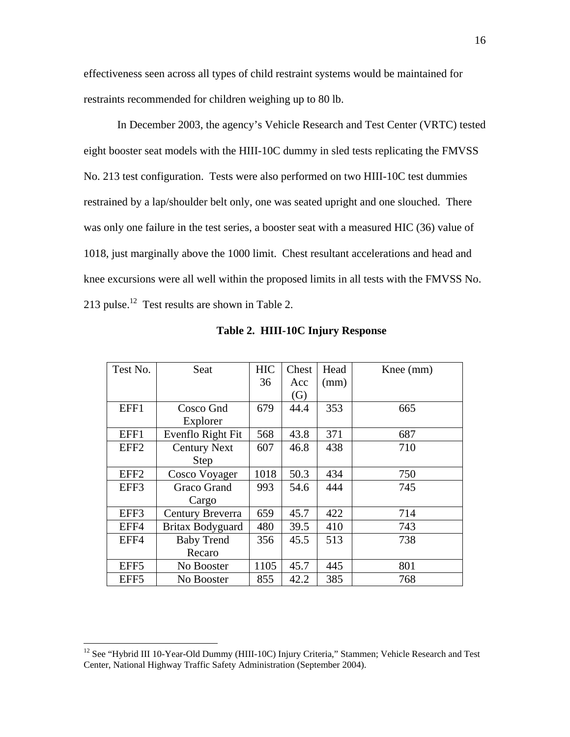effectiveness seen across all types of child restraint systems would be maintained for restraints recommended for children weighing up to 80 lb.

In December 2003, the agency's Vehicle Research and Test Center (VRTC) tested eight booster seat models with the HIII-10C dummy in sled tests replicating the FMVSS No. 213 test configuration. Tests were also performed on two HIII-10C test dummies restrained by a lap/shoulder belt only, one was seated upright and one slouched. There was only one failure in the test series, a booster seat with a measured HIC (36) value of 1018, just marginally above the 1000 limit. Chest resultant accelerations and head and knee excursions were all well within the proposed limits in all tests with the FMVSS No. 213 pulse.[12] Test results are shown in Table 2.

**Table 2. HIII-10C Injury Response**

| Test No. | Seat | HIC 36 | Chest Acc (G) | Head (mm) | Knee (mm) |
|---|---|---|---|---|---|
| EFF1 | Cosco Gnd Explorer | 679 | 44.4 | 353 | 665 |
| EFF1 | Evenflo Right Fit | 568 | 43.8 | 371 | 687 |
| EFF2 | Century Next Step | 607 | 46.8 | 438 | 710 |
| EFF2 | Cosco Voyager | 1018 | 50.3 | 434 | 750 |
| EFF3 | Graco Grand Cargo | 993 | 54.6 | 444 | 745 |
| EFF3 | Century Breverra | 659 | 45.7 | 422 | 714 |
| EFF4 | Britax Bodyguard | 480 | 39.5 | 410 | 743 |
| EFF4 | Baby Trend Recaro | 356 | 45.5 | 513 | 738 |
| EFF5 | No Booster | 1105 | 45.7 | 445 | 801 |
| EFF5 | No Booster | 855 | 42.2 | 385 | 768 |

---

[12] See "Hybrid III 10-Year-Old Dummy (HIII-10C) Injury Criteria," Stammen; Vehicle Research and Test Center, National Highway Traffic Safety Administration (September 2004).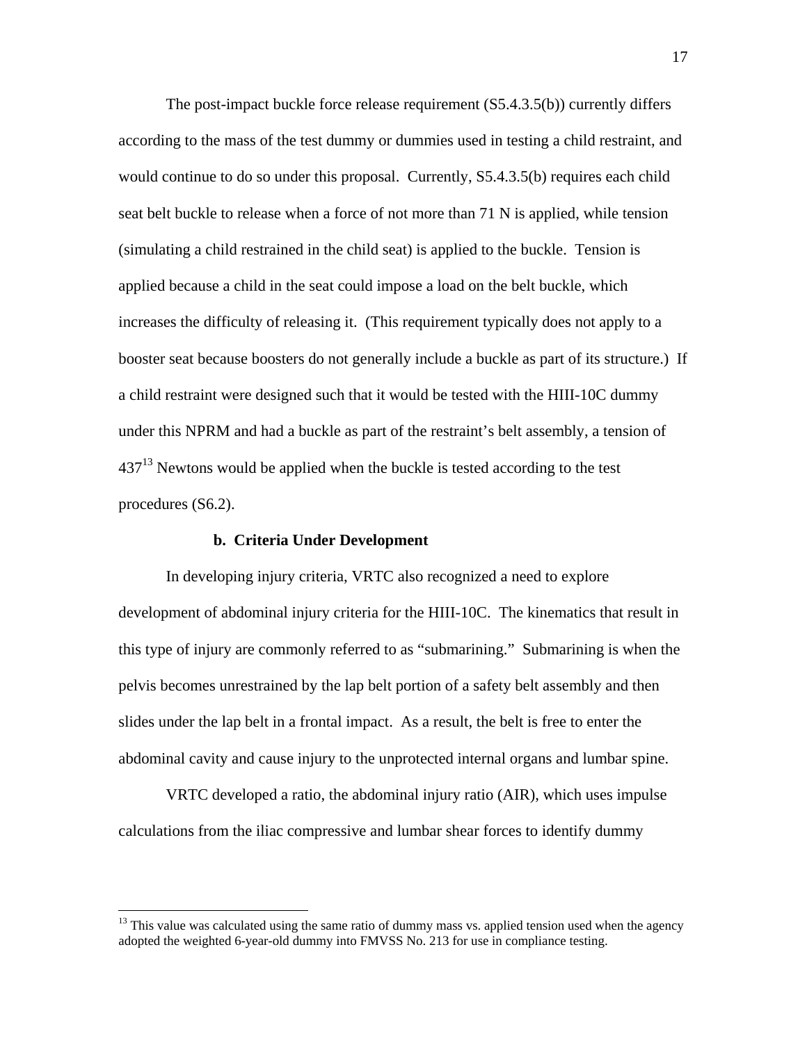The post-impact buckle force release requirement (S5.4.3.5(b)) currently differs according to the mass of the test dummy or dummies used in testing a child restraint, and would continue to do so under this proposal. Currently, S5.4.3.5(b) requires each child seat belt buckle to release when a force of not more than 71 N is applied, while tension (simulating a child restrained in the child seat) is applied to the buckle. Tension is applied because a child in the seat could impose a load on the belt buckle, which increases the difficulty of releasing it. (This requirement typically does not apply to a booster seat because boosters do not generally include a buckle as part of its structure.) If a child restraint were designed such that it would be tested with the HIII-10C dummy under this NPRM and had a buckle as part of the restraint's belt assembly, a tension of 437[13] Newtons would be applied when the buckle is tested according to the test procedures (S6.2).

**b. Criteria Under Development**

In developing injury criteria, VRTC also recognized a need to explore development of abdominal injury criteria for the HIII-10C. The kinematics that result in this type of injury are commonly referred to as "submarining." Submarining is when the pelvis becomes unrestrained by the lap belt portion of a safety belt assembly and then slides under the lap belt in a frontal impact. As a result, the belt is free to enter the abdominal cavity and cause injury to the unprotected internal organs and lumbar spine.

VRTC developed a ratio, the abdominal injury ratio (AIR), which uses impulse calculations from the iliac compressive and lumbar shear forces to identify dummy

[13] This value was calculated using the same ratio of dummy mass vs. applied tension used when the agency adopted the weighted 6-year-old dummy into FMVSS No. 213 for use in compliance testing.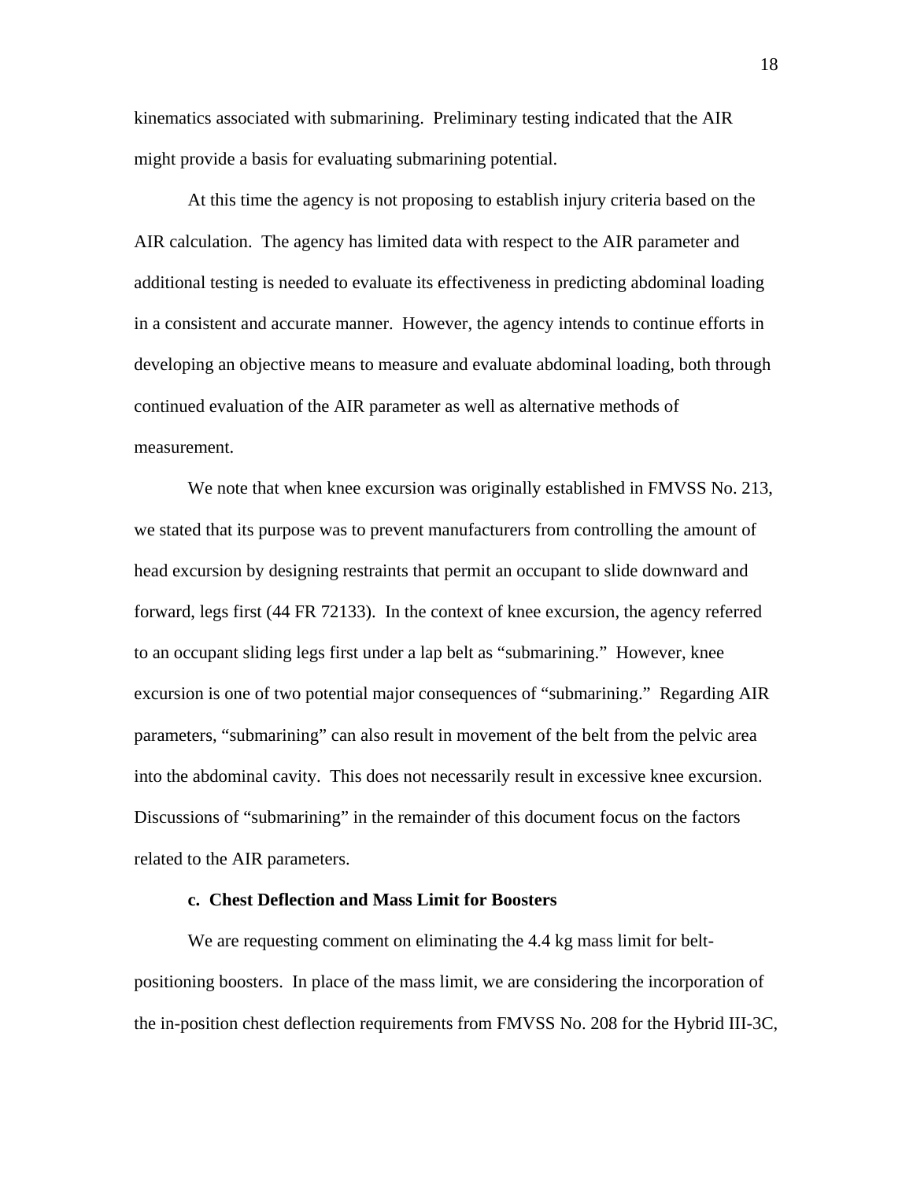kinematics associated with submarining. Preliminary testing indicated that the AIR might provide a basis for evaluating submarining potential.

At this time the agency is not proposing to establish injury criteria based on the AIR calculation. The agency has limited data with respect to the AIR parameter and additional testing is needed to evaluate its effectiveness in predicting abdominal loading in a consistent and accurate manner. However, the agency intends to continue efforts in developing an objective means to measure and evaluate abdominal loading, both through continued evaluation of the AIR parameter as well as alternative methods of measurement.

We note that when knee excursion was originally established in FMVSS No. 213, we stated that its purpose was to prevent manufacturers from controlling the amount of head excursion by designing restraints that permit an occupant to slide downward and forward, legs first (44 FR 72133). In the context of knee excursion, the agency referred to an occupant sliding legs first under a lap belt as "submarining." However, knee excursion is one of two potential major consequences of "submarining." Regarding AIR parameters, "submarining" can also result in movement of the belt from the pelvic area into the abdominal cavity. This does not necessarily result in excessive knee excursion. Discussions of "submarining" in the remainder of this document focus on the factors related to the AIR parameters.

**c. Chest Deflection and Mass Limit for Boosters**

We are requesting comment on eliminating the 4.4 kg mass limit for belt-positioning boosters. In place of the mass limit, we are considering the incorporation of the in-position chest deflection requirements from FMVSS No. 208 for the Hybrid III-3C,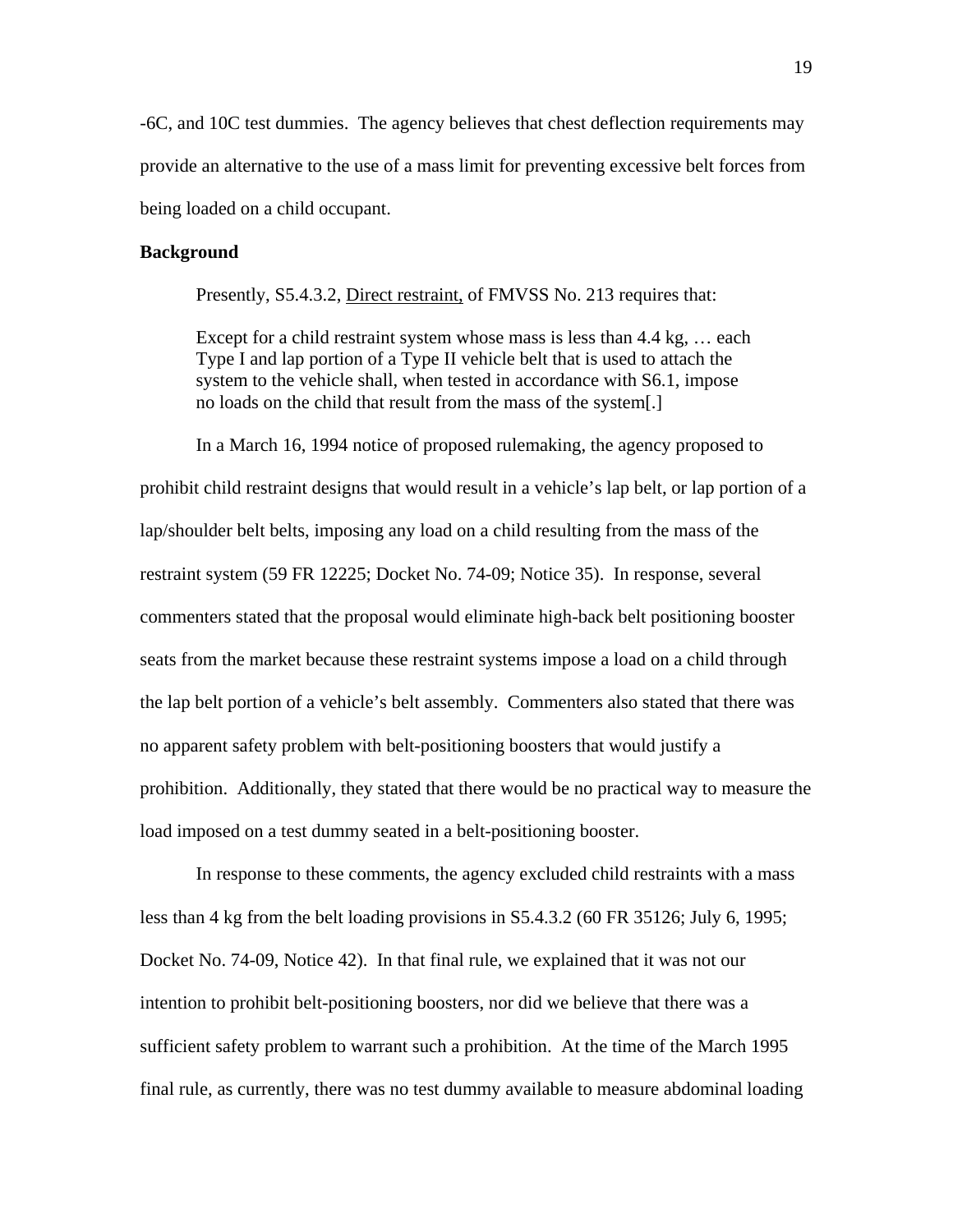-6C, and 10C test dummies. The agency believes that chest deflection requirements may provide an alternative to the use of a mass limit for preventing excessive belt forces from being loaded on a child occupant.

**Background**

Presently, S5.4.3.2, Direct restraint, of FMVSS No. 213 requires that:

> Except for a child restraint system whose mass is less than 4.4 kg, … each Type I and lap portion of a Type II vehicle belt that is used to attach the system to the vehicle shall, when tested in accordance with S6.1, impose no loads on the child that result from the mass of the system[.]

In a March 16, 1994 notice of proposed rulemaking, the agency proposed to prohibit child restraint designs that would result in a vehicle's lap belt, or lap portion of a lap/shoulder belt belts, imposing any load on a child resulting from the mass of the restraint system (59 FR 12225; Docket No. 74-09; Notice 35). In response, several commenters stated that the proposal would eliminate high-back belt positioning booster seats from the market because these restraint systems impose a load on a child through the lap belt portion of a vehicle's belt assembly. Commenters also stated that there was no apparent safety problem with belt-positioning boosters that would justify a prohibition. Additionally, they stated that there would be no practical way to measure the load imposed on a test dummy seated in a belt-positioning booster.

In response to these comments, the agency excluded child restraints with a mass less than 4 kg from the belt loading provisions in S5.4.3.2 (60 FR 35126; July 6, 1995; Docket No. 74-09, Notice 42). In that final rule, we explained that it was not our intention to prohibit belt-positioning boosters, nor did we believe that there was a sufficient safety problem to warrant such a prohibition. At the time of the March 1995 final rule, as currently, there was no test dummy available to measure abdominal loading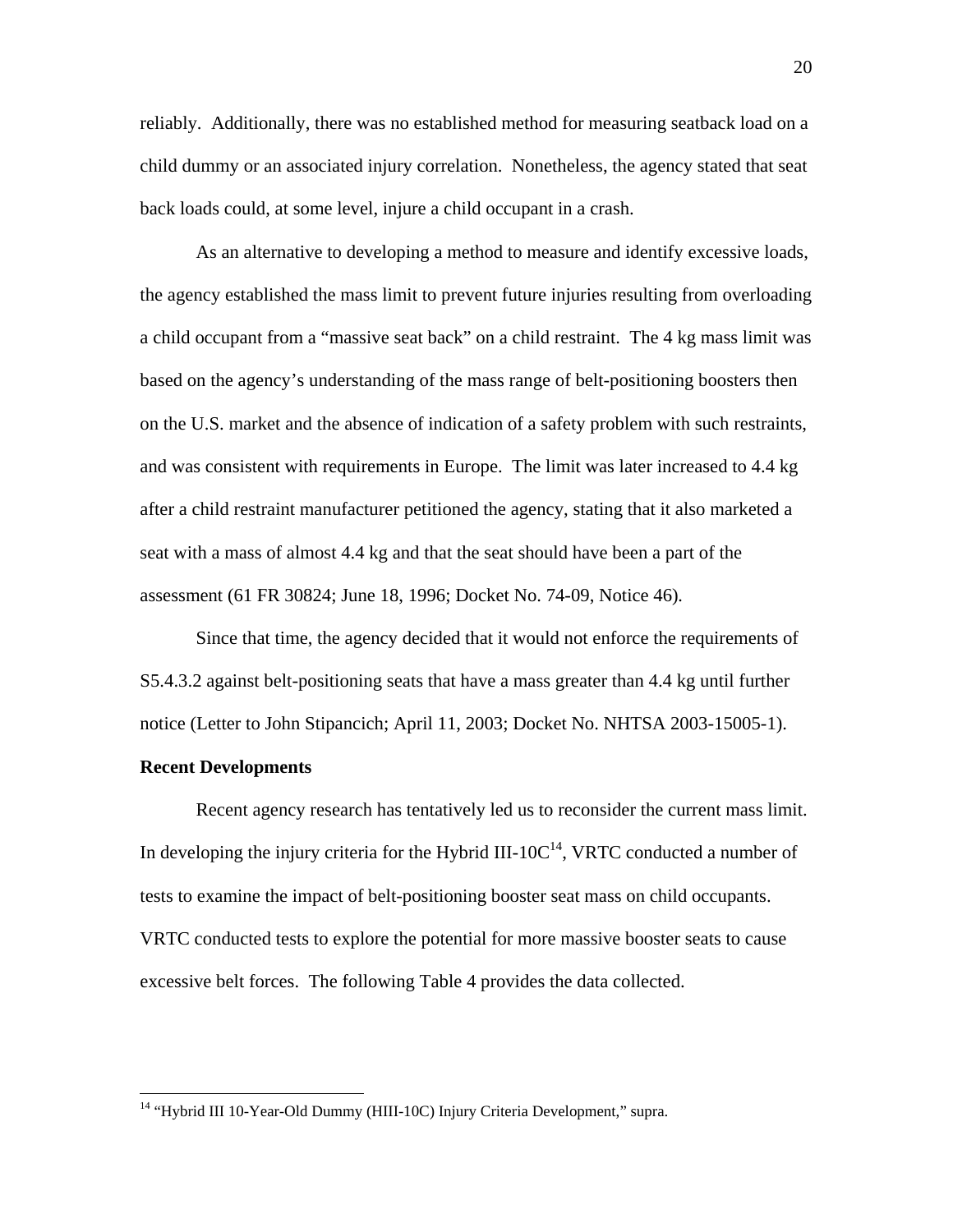reliably. Additionally, there was no established method for measuring seatback load on a child dummy or an associated injury correlation. Nonetheless, the agency stated that seat back loads could, at some level, injure a child occupant in a crash.

As an alternative to developing a method to measure and identify excessive loads, the agency established the mass limit to prevent future injuries resulting from overloading a child occupant from a "massive seat back" on a child restraint. The 4 kg mass limit was based on the agency's understanding of the mass range of belt-positioning boosters then on the U.S. market and the absence of indication of a safety problem with such restraints, and was consistent with requirements in Europe. The limit was later increased to 4.4 kg after a child restraint manufacturer petitioned the agency, stating that it also marketed a seat with a mass of almost 4.4 kg and that the seat should have been a part of the assessment (61 FR 30824; June 18, 1996; Docket No. 74-09, Notice 46).

Since that time, the agency decided that it would not enforce the requirements of S5.4.3.2 against belt-positioning seats that have a mass greater than 4.4 kg until further notice (Letter to John Stipancich; April 11, 2003; Docket No. NHTSA 2003-15005-1).

**Recent Developments**

Recent agency research has tentatively led us to reconsider the current mass limit. In developing the injury criteria for the Hybrid III-10C[14], VRTC conducted a number of tests to examine the impact of belt-positioning booster seat mass on child occupants. VRTC conducted tests to explore the potential for more massive booster seats to cause excessive belt forces. The following Table 4 provides the data collected.

[14] "Hybrid III 10-Year-Old Dummy (HIII-10C) Injury Criteria Development," supra.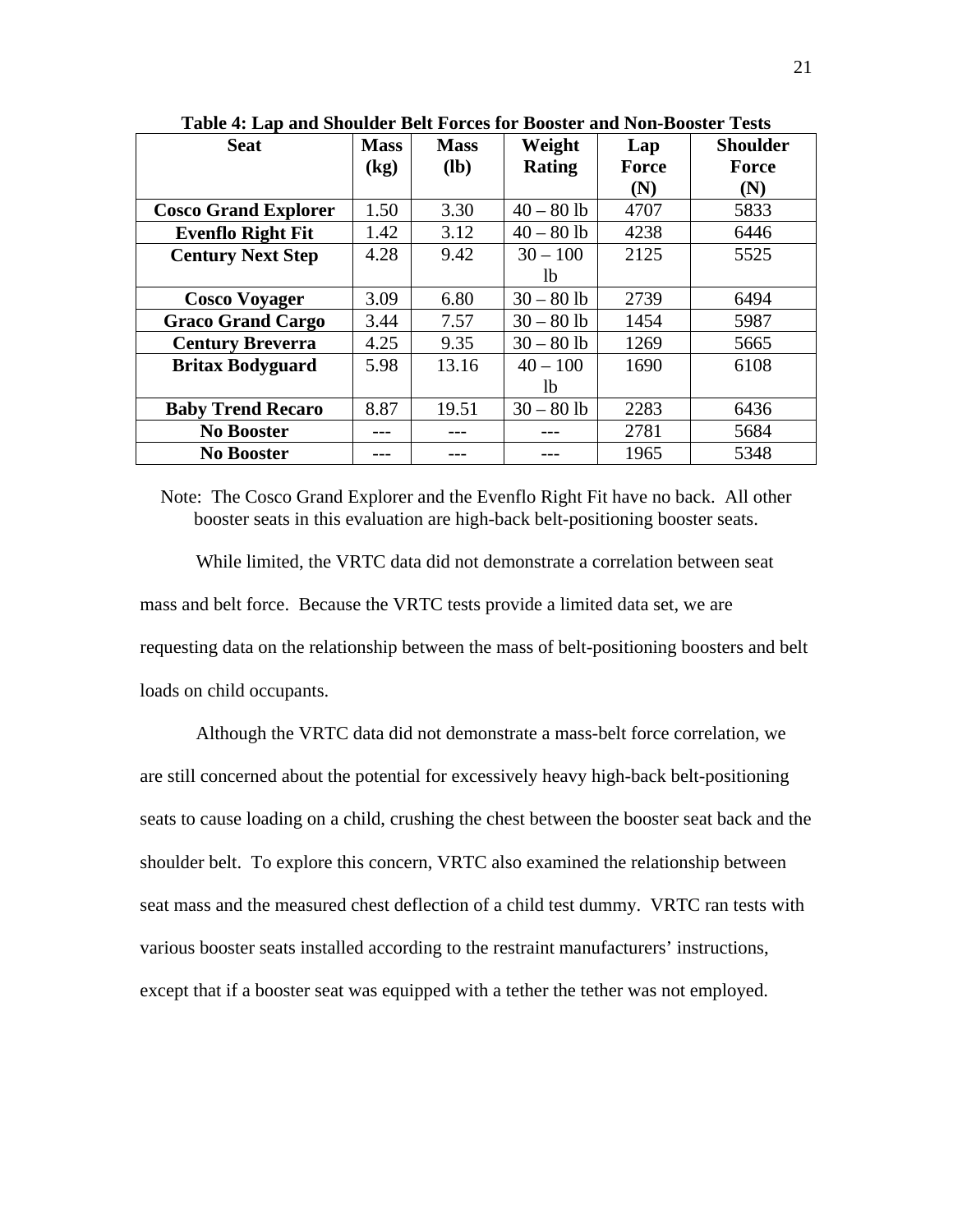**Table 4: Lap and Shoulder Belt Forces for Booster and Non-Booster Tests**

| Seat | Mass (kg) | Mass (lb) | Weight Rating | Lap Force (N) | Shoulder Force (N) |
|---|---|---|---|---|---|
| **Cosco Grand Explorer** | 1.50 | 3.30 | 40 – 80 lb | 4707 | 5833 |
| **Evenflo Right Fit** | 1.42 | 3.12 | 40 – 80 lb | 4238 | 6446 |
| **Century Next Step** | 4.28 | 9.42 | 30 – 100 lb | 2125 | 5525 |
| **Cosco Voyager** | 3.09 | 6.80 | 30 – 80 lb | 2739 | 6494 |
| **Graco Grand Cargo** | 3.44 | 7.57 | 30 – 80 lb | 1454 | 5987 |
| **Century Breverra** | 4.25 | 9.35 | 30 – 80 lb | 1269 | 5665 |
| **Britax Bodyguard** | 5.98 | 13.16 | 40 – 100 lb | 1690 | 6108 |
| **Baby Trend Recaro** | 8.87 | 19.51 | 30 – 80 lb | 2283 | 6436 |
| **No Booster** | --- | --- | --- | 2781 | 5684 |
| **No Booster** | --- | --- | --- | 1965 | 5348 |

Note: The Cosco Grand Explorer and the Evenflo Right Fit have no back. All other booster seats in this evaluation are high-back belt-positioning booster seats.

While limited, the VRTC data did not demonstrate a correlation between seat mass and belt force. Because the VRTC tests provide a limited data set, we are requesting data on the relationship between the mass of belt-positioning boosters and belt loads on child occupants.

Although the VRTC data did not demonstrate a mass-belt force correlation, we are still concerned about the potential for excessively heavy high-back belt-positioning seats to cause loading on a child, crushing the chest between the booster seat back and the shoulder belt. To explore this concern, VRTC also examined the relationship between seat mass and the measured chest deflection of a child test dummy. VRTC ran tests with various booster seats installed according to the restraint manufacturers' instructions, except that if a booster seat was equipped with a tether the tether was not employed.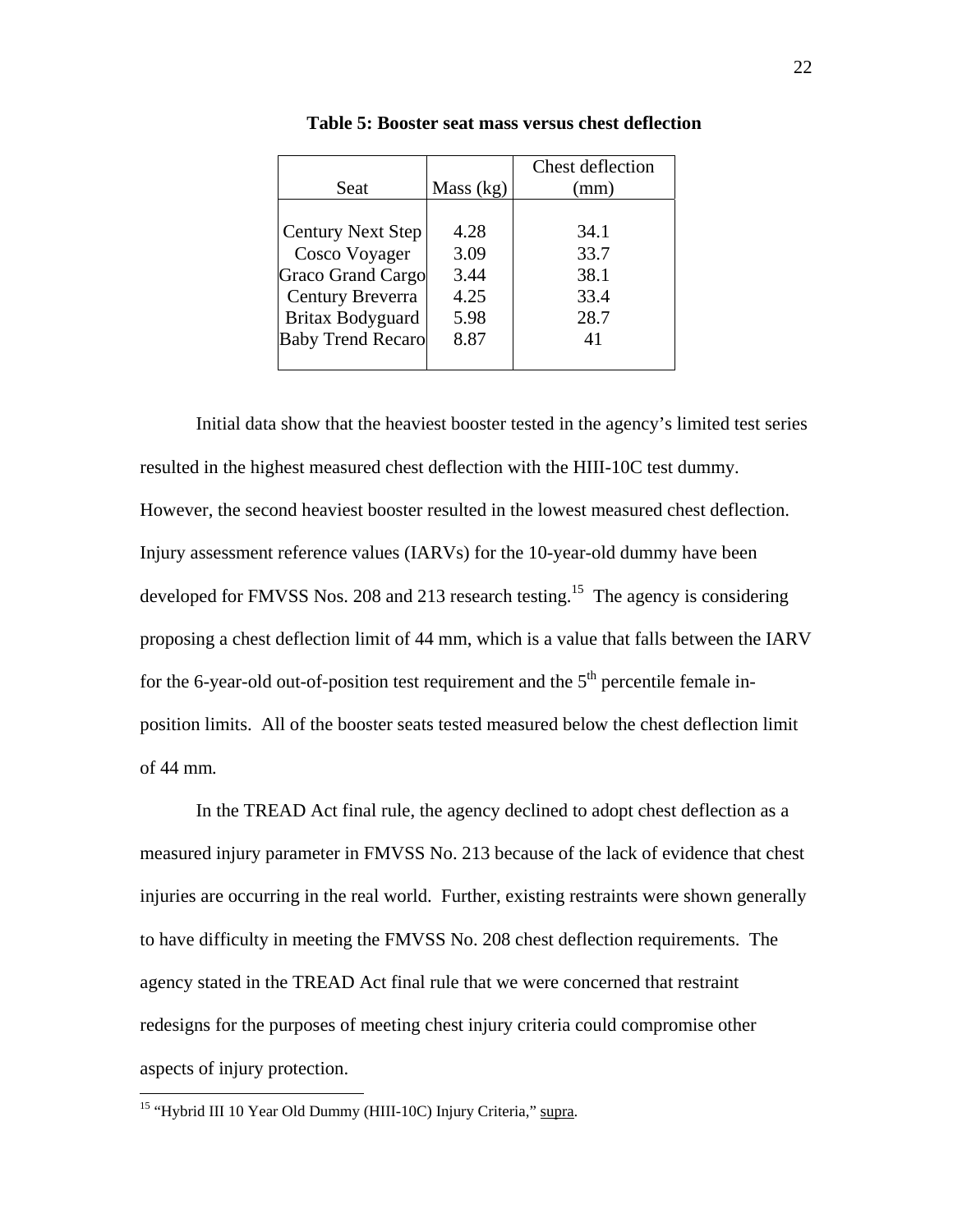**Table 5: Booster seat mass versus chest deflection**

| Seat | Mass (kg) | Chest deflection (mm) |
|---|---|---|
| Century Next Step | 4.28 | 34.1 |
| Cosco Voyager | 3.09 | 33.7 |
| Graco Grand Cargo | 3.44 | 38.1 |
| Century Breverra | 4.25 | 33.4 |
| Britax Bodyguard | 5.98 | 28.7 |
| Baby Trend Recaro | 8.87 | 41 |

Initial data show that the heaviest booster tested in the agency's limited test series resulted in the highest measured chest deflection with the HIII-10C test dummy. However, the second heaviest booster resulted in the lowest measured chest deflection. Injury assessment reference values (IARVs) for the 10-year-old dummy have been developed for FMVSS Nos. 208 and 213 research testing.[15] The agency is considering proposing a chest deflection limit of 44 mm, which is a value that falls between the IARV for the 6-year-old out-of-position test requirement and the 5th percentile female in-position limits. All of the booster seats tested measured below the chest deflection limit of 44 mm.

In the TREAD Act final rule, the agency declined to adopt chest deflection as a measured injury parameter in FMVSS No. 213 because of the lack of evidence that chest injuries are occurring in the real world. Further, existing restraints were shown generally to have difficulty in meeting the FMVSS No. 208 chest deflection requirements. The agency stated in the TREAD Act final rule that we were concerned that restraint redesigns for the purposes of meeting chest injury criteria could compromise other aspects of injury protection.

[15] "Hybrid III 10 Year Old Dummy (HIII-10C) Injury Criteria," supra.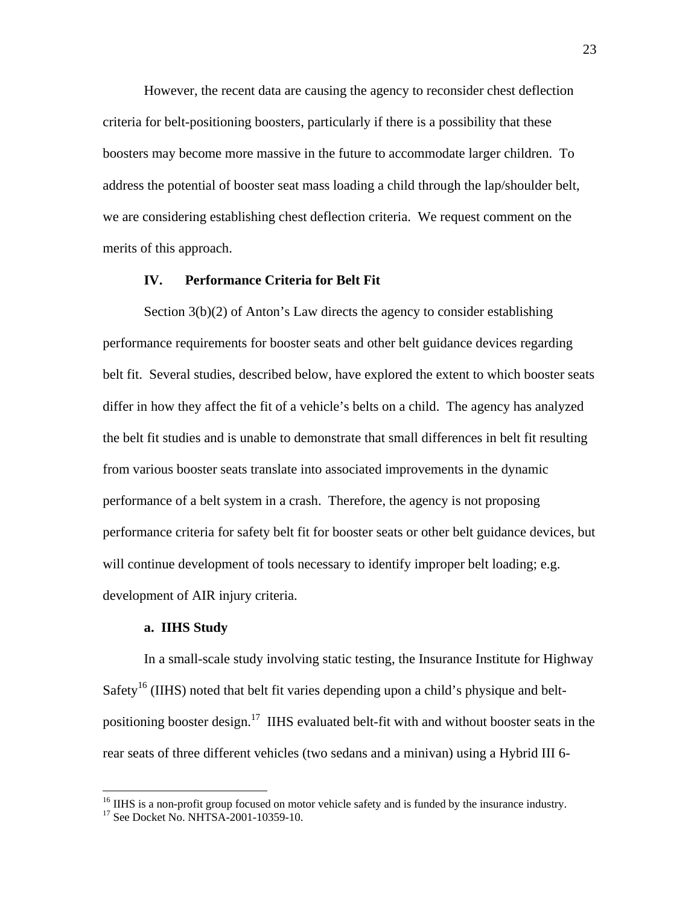However, the recent data are causing the agency to reconsider chest deflection criteria for belt-positioning boosters, particularly if there is a possibility that these boosters may become more massive in the future to accommodate larger children. To address the potential of booster seat mass loading a child through the lap/shoulder belt, we are considering establishing chest deflection criteria. We request comment on the merits of this approach.

## IV. Performance Criteria for Belt Fit

Section 3(b)(2) of Anton's Law directs the agency to consider establishing performance requirements for booster seats and other belt guidance devices regarding belt fit. Several studies, described below, have explored the extent to which booster seats differ in how they affect the fit of a vehicle's belts on a child. The agency has analyzed the belt fit studies and is unable to demonstrate that small differences in belt fit resulting from various booster seats translate into associated improvements in the dynamic performance of a belt system in a crash. Therefore, the agency is not proposing performance criteria for safety belt fit for booster seats or other belt guidance devices, but will continue development of tools necessary to identify improper belt loading; e.g. development of AIR injury criteria.

### a. IIHS Study

In a small-scale study involving static testing, the Insurance Institute for Highway Safety[16] (IIHS) noted that belt fit varies depending upon a child's physique and belt-positioning booster design.[17] IIHS evaluated belt-fit with and without booster seats in the rear seats of three different vehicles (two sedans and a minivan) using a Hybrid III 6-

[16] IIHS is a non-profit group focused on motor vehicle safety and is funded by the insurance industry.

[17] See Docket No. NHTSA-2001-10359-10.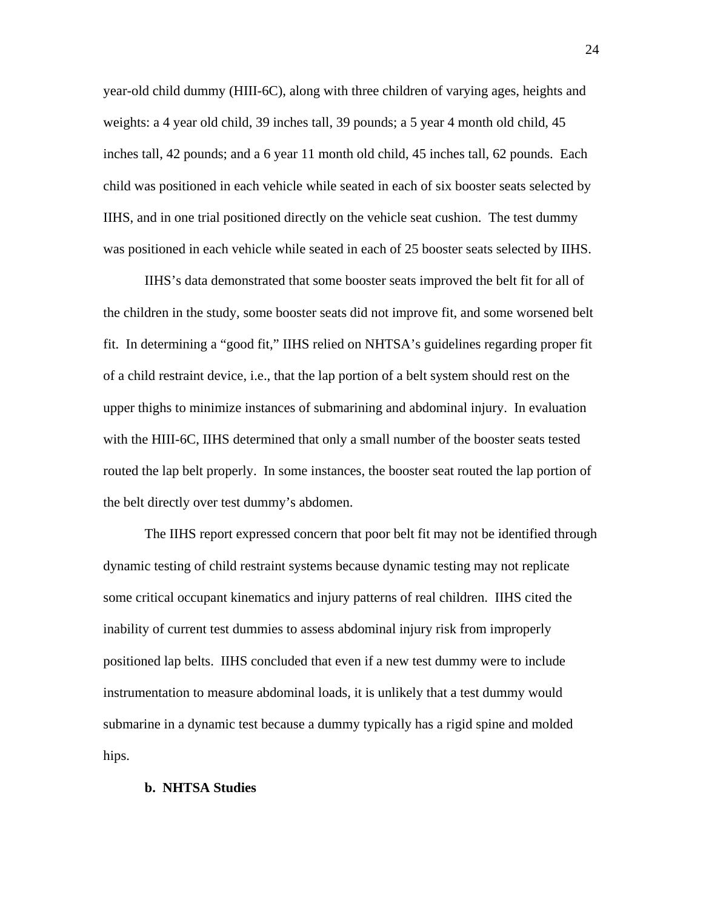year-old child dummy (HIII-6C), along with three children of varying ages, heights and weights: a 4 year old child, 39 inches tall, 39 pounds; a 5 year 4 month old child, 45 inches tall, 42 pounds; and a 6 year 11 month old child, 45 inches tall, 62 pounds. Each child was positioned in each vehicle while seated in each of six booster seats selected by IIHS, and in one trial positioned directly on the vehicle seat cushion. The test dummy was positioned in each vehicle while seated in each of 25 booster seats selected by IIHS.

IIHS's data demonstrated that some booster seats improved the belt fit for all of the children in the study, some booster seats did not improve fit, and some worsened belt fit. In determining a "good fit," IIHS relied on NHTSA's guidelines regarding proper fit of a child restraint device, i.e., that the lap portion of a belt system should rest on the upper thighs to minimize instances of submarining and abdominal injury. In evaluation with the HIII-6C, IIHS determined that only a small number of the booster seats tested routed the lap belt properly. In some instances, the booster seat routed the lap portion of the belt directly over test dummy's abdomen.

The IIHS report expressed concern that poor belt fit may not be identified through dynamic testing of child restraint systems because dynamic testing may not replicate some critical occupant kinematics and injury patterns of real children. IIHS cited the inability of current test dummies to assess abdominal injury risk from improperly positioned lap belts. IIHS concluded that even if a new test dummy were to include instrumentation to measure abdominal loads, it is unlikely that a test dummy would submarine in a dynamic test because a dummy typically has a rigid spine and molded hips.

**b. NHTSA Studies**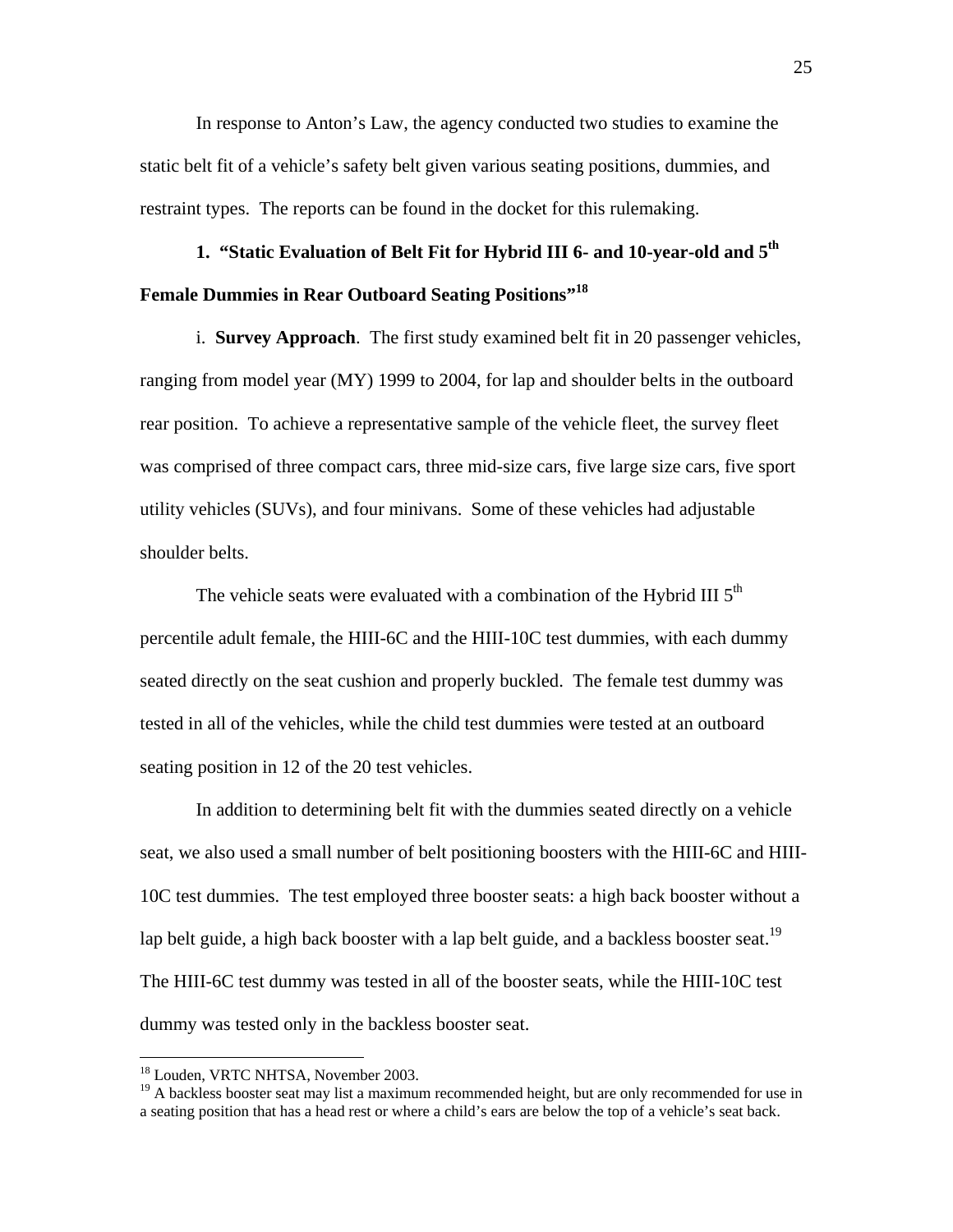In response to Anton's Law, the agency conducted two studies to examine the static belt fit of a vehicle's safety belt given various seating positions, dummies, and restraint types. The reports can be found in the docket for this rulemaking.

### 1. "Static Evaluation of Belt Fit for Hybrid III 6- and 10-year-old and 5th Female Dummies in Rear Outboard Seating Positions"[18]

i. **Survey Approach**. The first study examined belt fit in 20 passenger vehicles, ranging from model year (MY) 1999 to 2004, for lap and shoulder belts in the outboard rear position. To achieve a representative sample of the vehicle fleet, the survey fleet was comprised of three compact cars, three mid-size cars, five large size cars, five sport utility vehicles (SUVs), and four minivans. Some of these vehicles had adjustable shoulder belts.

The vehicle seats were evaluated with a combination of the Hybrid III 5th percentile adult female, the HIII-6C and the HIII-10C test dummies, with each dummy seated directly on the seat cushion and properly buckled. The female test dummy was tested in all of the vehicles, while the child test dummies were tested at an outboard seating position in 12 of the 20 test vehicles.

In addition to determining belt fit with the dummies seated directly on a vehicle seat, we also used a small number of belt positioning boosters with the HIII-6C and HIII-10C test dummies. The test employed three booster seats: a high back booster without a lap belt guide, a high back booster with a lap belt guide, and a backless booster seat.[19] The HIII-6C test dummy was tested in all of the booster seats, while the HIII-10C test dummy was tested only in the backless booster seat.

---

[18] Louden, VRTC NHTSA, November 2003.

[19] A backless booster seat may list a maximum recommended height, but are only recommended for use in a seating position that has a head rest or where a child's ears are below the top of a vehicle's seat back.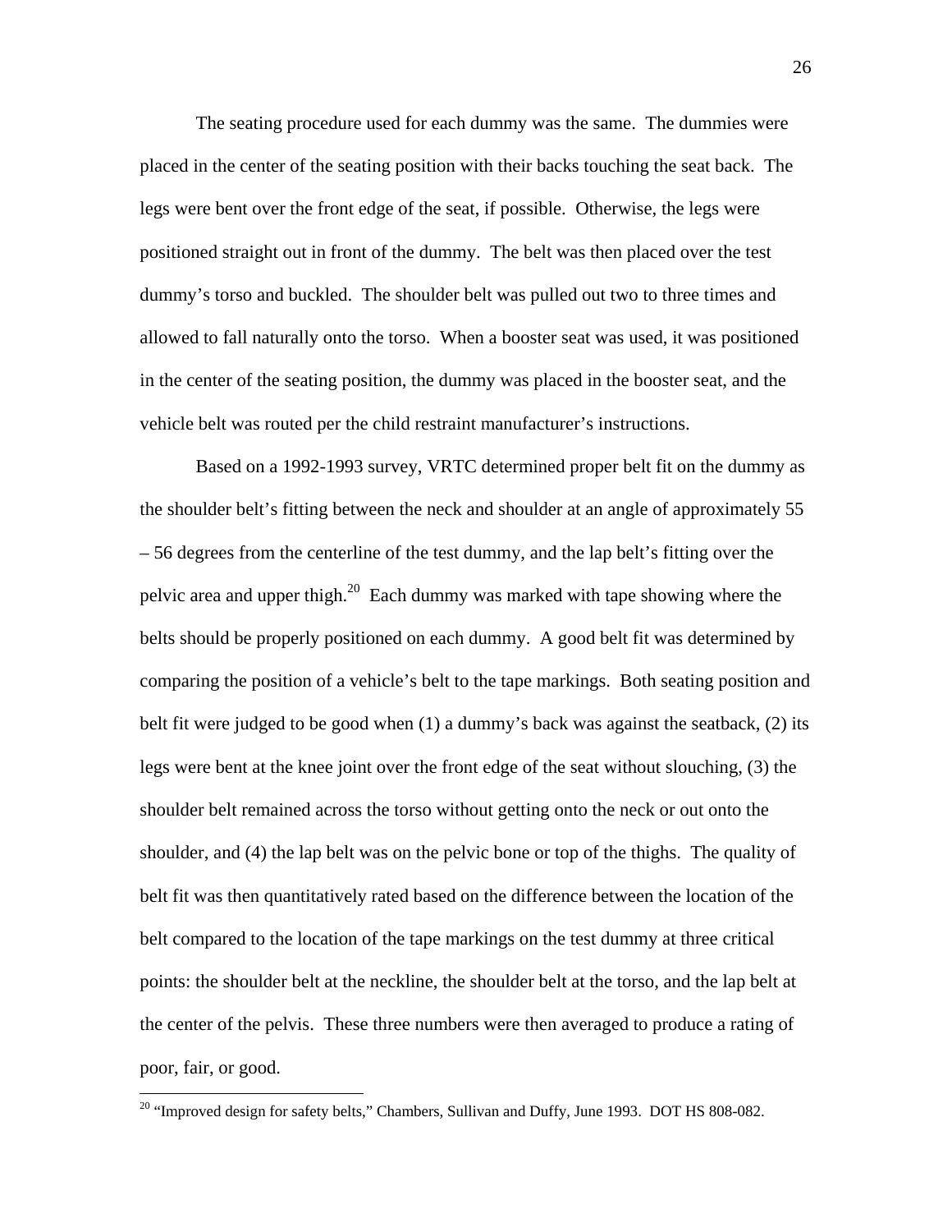The seating procedure used for each dummy was the same. The dummies were placed in the center of the seating position with their backs touching the seat back. The legs were bent over the front edge of the seat, if possible. Otherwise, the legs were positioned straight out in front of the dummy. The belt was then placed over the test dummy's torso and buckled. The shoulder belt was pulled out two to three times and allowed to fall naturally onto the torso. When a booster seat was used, it was positioned in the center of the seating position, the dummy was placed in the booster seat, and the vehicle belt was routed per the child restraint manufacturer's instructions.

Based on a 1992-1993 survey, VRTC determined proper belt fit on the dummy as the shoulder belt's fitting between the neck and shoulder at an angle of approximately 55 – 56 degrees from the centerline of the test dummy, and the lap belt's fitting over the pelvic area and upper thigh.[20] Each dummy was marked with tape showing where the belts should be properly positioned on each dummy. A good belt fit was determined by comparing the position of a vehicle's belt to the tape markings. Both seating position and belt fit were judged to be good when (1) a dummy's back was against the seatback, (2) its legs were bent at the knee joint over the front edge of the seat without slouching, (3) the shoulder belt remained across the torso without getting onto the neck or out onto the shoulder, and (4) the lap belt was on the pelvic bone or top of the thighs. The quality of belt fit was then quantitatively rated based on the difference between the location of the belt compared to the location of the tape markings on the test dummy at three critical points: the shoulder belt at the neckline, the shoulder belt at the torso, and the lap belt at the center of the pelvis. These three numbers were then averaged to produce a rating of poor, fair, or good.

---

[20] "Improved design for safety belts," Chambers, Sullivan and Duffy, June 1993. DOT HS 808-082.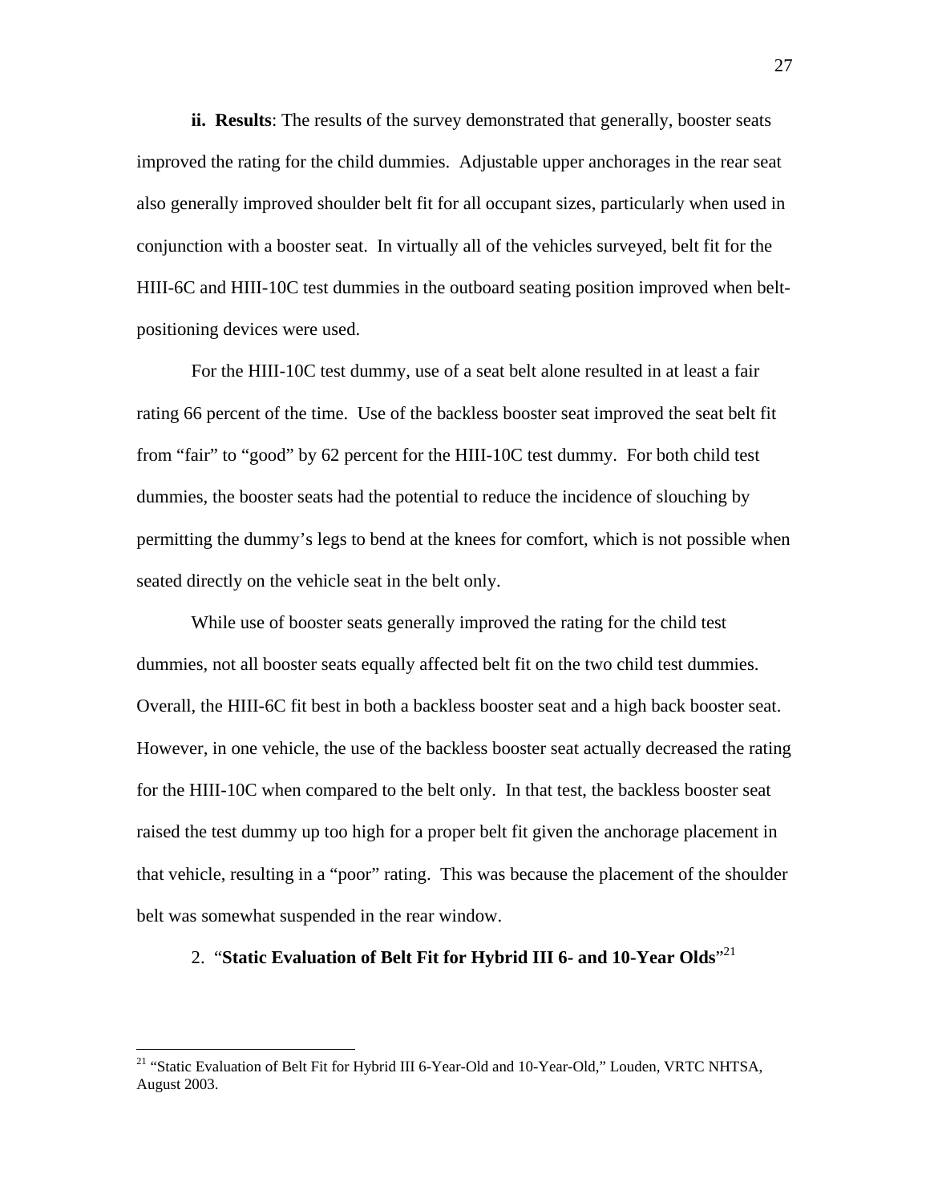**ii. Results**: The results of the survey demonstrated that generally, booster seats improved the rating for the child dummies. Adjustable upper anchorages in the rear seat also generally improved shoulder belt fit for all occupant sizes, particularly when used in conjunction with a booster seat. In virtually all of the vehicles surveyed, belt fit for the HIII-6C and HIII-10C test dummies in the outboard seating position improved when belt-positioning devices were used.

For the HIII-10C test dummy, use of a seat belt alone resulted in at least a fair rating 66 percent of the time. Use of the backless booster seat improved the seat belt fit from "fair" to "good" by 62 percent for the HIII-10C test dummy. For both child test dummies, the booster seats had the potential to reduce the incidence of slouching by permitting the dummy's legs to bend at the knees for comfort, which is not possible when seated directly on the vehicle seat in the belt only.

While use of booster seats generally improved the rating for the child test dummies, not all booster seats equally affected belt fit on the two child test dummies. Overall, the HIII-6C fit best in both a backless booster seat and a high back booster seat. However, in one vehicle, the use of the backless booster seat actually decreased the rating for the HIII-10C when compared to the belt only. In that test, the backless booster seat raised the test dummy up too high for a proper belt fit given the anchorage placement in that vehicle, resulting in a "poor" rating. This was because the placement of the shoulder belt was somewhat suspended in the rear window.

2. "**Static Evaluation of Belt Fit for Hybrid III 6- and 10-Year Olds**"[21]

---

[21] "Static Evaluation of Belt Fit for Hybrid III 6-Year-Old and 10-Year-Old," Louden, VRTC NHTSA, August 2003.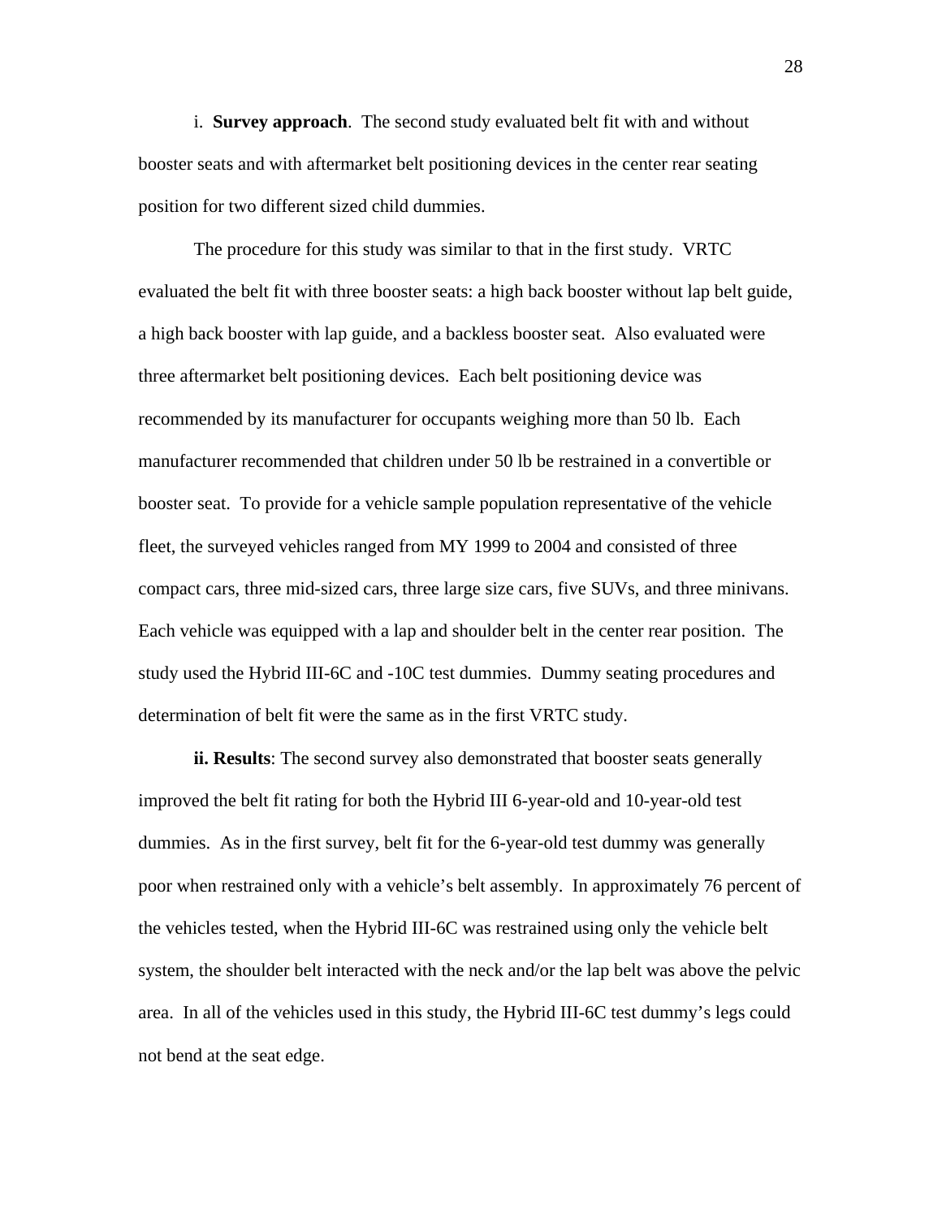i. **Survey approach**. The second study evaluated belt fit with and without booster seats and with aftermarket belt positioning devices in the center rear seating position for two different sized child dummies.

The procedure for this study was similar to that in the first study. VRTC evaluated the belt fit with three booster seats: a high back booster without lap belt guide, a high back booster with lap guide, and a backless booster seat. Also evaluated were three aftermarket belt positioning devices. Each belt positioning device was recommended by its manufacturer for occupants weighing more than 50 lb. Each manufacturer recommended that children under 50 lb be restrained in a convertible or booster seat. To provide for a vehicle sample population representative of the vehicle fleet, the surveyed vehicles ranged from MY 1999 to 2004 and consisted of three compact cars, three mid-sized cars, three large size cars, five SUVs, and three minivans. Each vehicle was equipped with a lap and shoulder belt in the center rear position. The study used the Hybrid III-6C and -10C test dummies. Dummy seating procedures and determination of belt fit were the same as in the first VRTC study.

**ii. Results**: The second survey also demonstrated that booster seats generally improved the belt fit rating for both the Hybrid III 6-year-old and 10-year-old test dummies. As in the first survey, belt fit for the 6-year-old test dummy was generally poor when restrained only with a vehicle's belt assembly. In approximately 76 percent of the vehicles tested, when the Hybrid III-6C was restrained using only the vehicle belt system, the shoulder belt interacted with the neck and/or the lap belt was above the pelvic area. In all of the vehicles used in this study, the Hybrid III-6C test dummy's legs could not bend at the seat edge.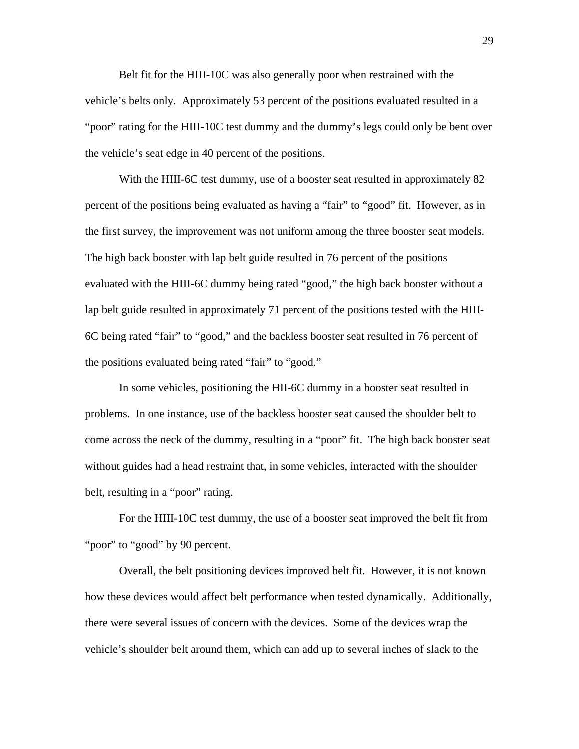Belt fit for the HIII-10C was also generally poor when restrained with the vehicle's belts only. Approximately 53 percent of the positions evaluated resulted in a "poor" rating for the HIII-10C test dummy and the dummy's legs could only be bent over the vehicle's seat edge in 40 percent of the positions.

With the HIII-6C test dummy, use of a booster seat resulted in approximately 82 percent of the positions being evaluated as having a "fair" to "good" fit. However, as in the first survey, the improvement was not uniform among the three booster seat models. The high back booster with lap belt guide resulted in 76 percent of the positions evaluated with the HIII-6C dummy being rated "good," the high back booster without a lap belt guide resulted in approximately 71 percent of the positions tested with the HIII-6C being rated "fair" to "good," and the backless booster seat resulted in 76 percent of the positions evaluated being rated "fair" to "good."

In some vehicles, positioning the HII-6C dummy in a booster seat resulted in problems. In one instance, use of the backless booster seat caused the shoulder belt to come across the neck of the dummy, resulting in a "poor" fit. The high back booster seat without guides had a head restraint that, in some vehicles, interacted with the shoulder belt, resulting in a "poor" rating.

For the HIII-10C test dummy, the use of a booster seat improved the belt fit from "poor" to "good" by 90 percent.

Overall, the belt positioning devices improved belt fit. However, it is not known how these devices would affect belt performance when tested dynamically. Additionally, there were several issues of concern with the devices. Some of the devices wrap the vehicle's shoulder belt around them, which can add up to several inches of slack to the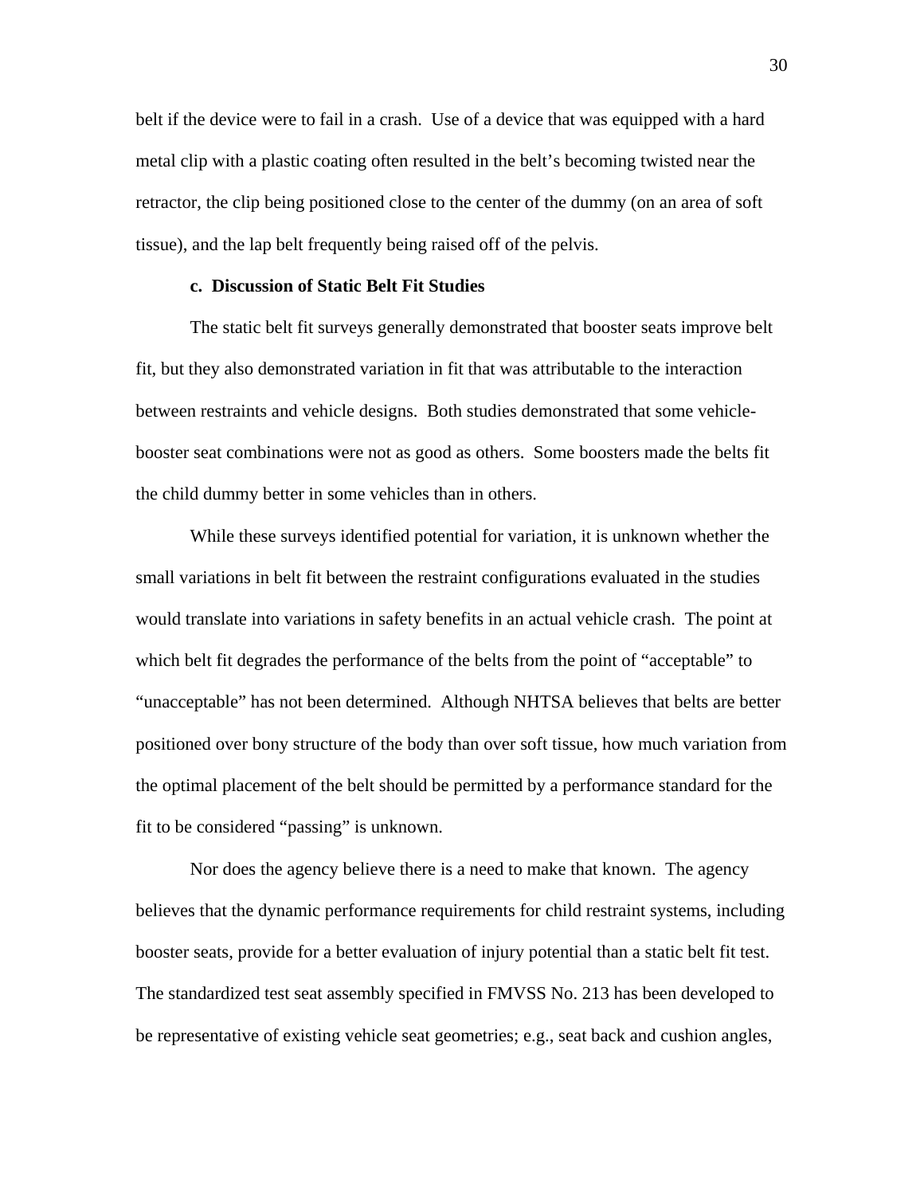belt if the device were to fail in a crash. Use of a device that was equipped with a hard metal clip with a plastic coating often resulted in the belt's becoming twisted near the retractor, the clip being positioned close to the center of the dummy (on an area of soft tissue), and the lap belt frequently being raised off of the pelvis.

**c. Discussion of Static Belt Fit Studies**

The static belt fit surveys generally demonstrated that booster seats improve belt fit, but they also demonstrated variation in fit that was attributable to the interaction between restraints and vehicle designs. Both studies demonstrated that some vehicle-booster seat combinations were not as good as others. Some boosters made the belts fit the child dummy better in some vehicles than in others.

While these surveys identified potential for variation, it is unknown whether the small variations in belt fit between the restraint configurations evaluated in the studies would translate into variations in safety benefits in an actual vehicle crash. The point at which belt fit degrades the performance of the belts from the point of "acceptable" to "unacceptable" has not been determined. Although NHTSA believes that belts are better positioned over bony structure of the body than over soft tissue, how much variation from the optimal placement of the belt should be permitted by a performance standard for the fit to be considered "passing" is unknown.

Nor does the agency believe there is a need to make that known. The agency believes that the dynamic performance requirements for child restraint systems, including booster seats, provide for a better evaluation of injury potential than a static belt fit test. The standardized test seat assembly specified in FMVSS No. 213 has been developed to be representative of existing vehicle seat geometries; e.g., seat back and cushion angles,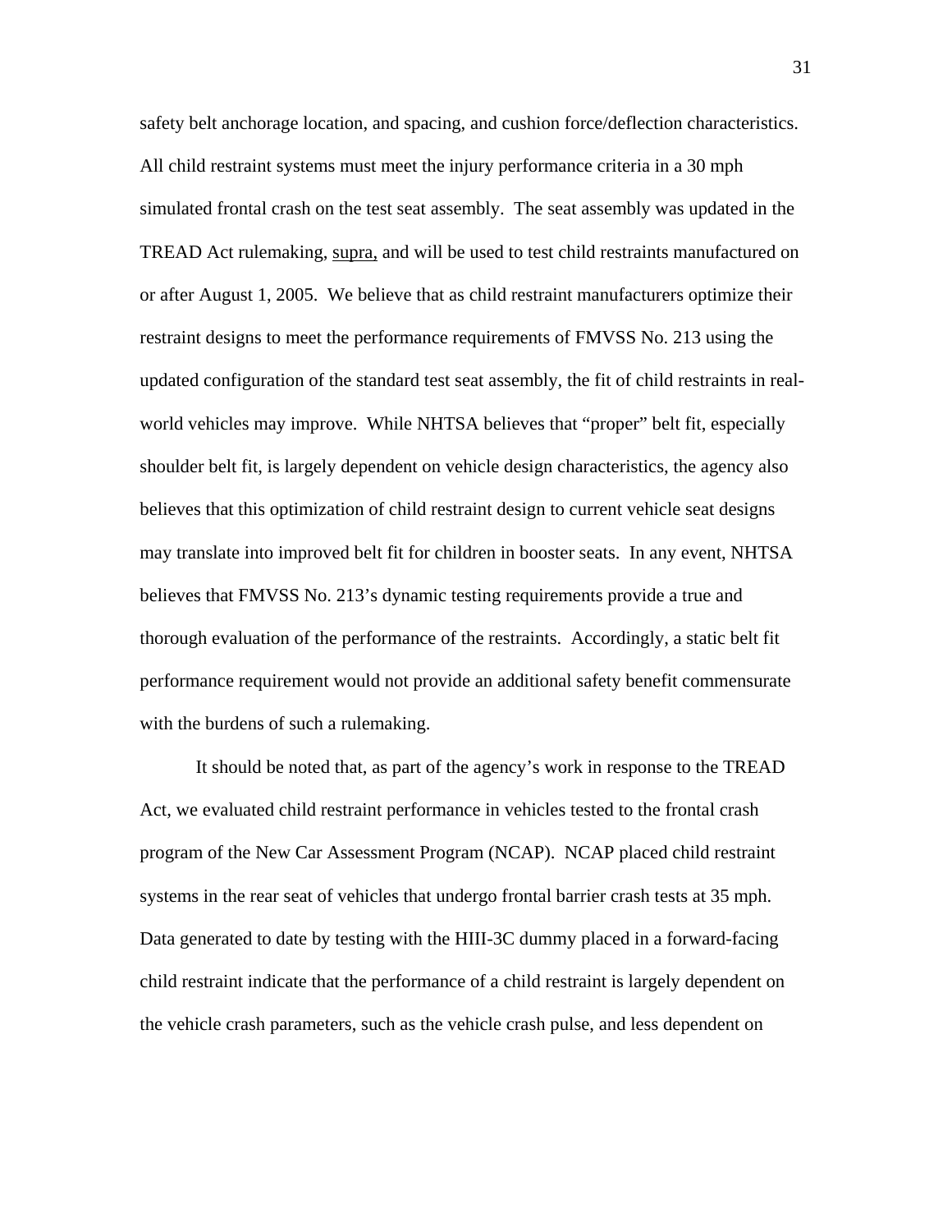safety belt anchorage location, and spacing, and cushion force/deflection characteristics. All child restraint systems must meet the injury performance criteria in a 30 mph simulated frontal crash on the test seat assembly. The seat assembly was updated in the TREAD Act rulemaking, supra, and will be used to test child restraints manufactured on or after August 1, 2005. We believe that as child restraint manufacturers optimize their restraint designs to meet the performance requirements of FMVSS No. 213 using the updated configuration of the standard test seat assembly, the fit of child restraints in real-world vehicles may improve. While NHTSA believes that "proper" belt fit, especially shoulder belt fit, is largely dependent on vehicle design characteristics, the agency also believes that this optimization of child restraint design to current vehicle seat designs may translate into improved belt fit for children in booster seats. In any event, NHTSA believes that FMVSS No. 213's dynamic testing requirements provide a true and thorough evaluation of the performance of the restraints. Accordingly, a static belt fit performance requirement would not provide an additional safety benefit commensurate with the burdens of such a rulemaking.

It should be noted that, as part of the agency's work in response to the TREAD Act, we evaluated child restraint performance in vehicles tested to the frontal crash program of the New Car Assessment Program (NCAP). NCAP placed child restraint systems in the rear seat of vehicles that undergo frontal barrier crash tests at 35 mph. Data generated to date by testing with the HIII-3C dummy placed in a forward-facing child restraint indicate that the performance of a child restraint is largely dependent on the vehicle crash parameters, such as the vehicle crash pulse, and less dependent on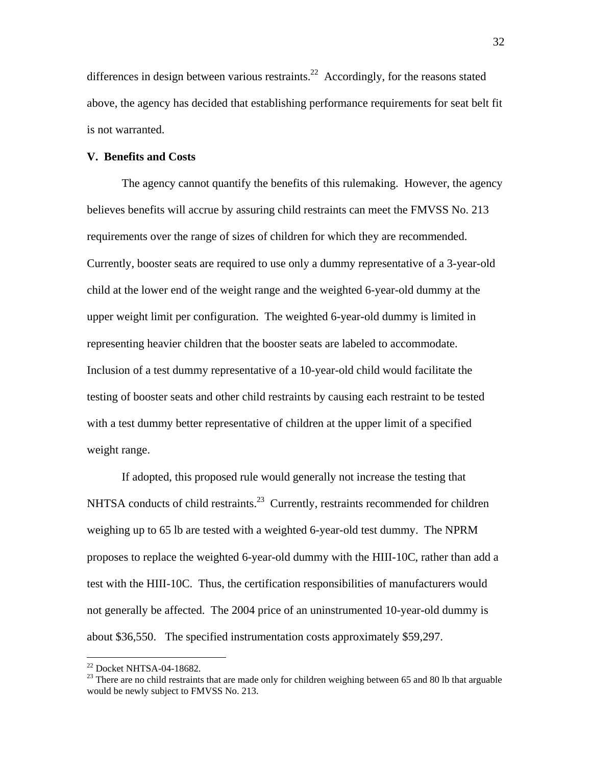differences in design between various restraints.[22] Accordingly, for the reasons stated above, the agency has decided that establishing performance requirements for seat belt fit is not warranted.

**V. Benefits and Costs**

The agency cannot quantify the benefits of this rulemaking. However, the agency believes benefits will accrue by assuring child restraints can meet the FMVSS No. 213 requirements over the range of sizes of children for which they are recommended. Currently, booster seats are required to use only a dummy representative of a 3-year-old child at the lower end of the weight range and the weighted 6-year-old dummy at the upper weight limit per configuration. The weighted 6-year-old dummy is limited in representing heavier children that the booster seats are labeled to accommodate. Inclusion of a test dummy representative of a 10-year-old child would facilitate the testing of booster seats and other child restraints by causing each restraint to be tested with a test dummy better representative of children at the upper limit of a specified weight range.

If adopted, this proposed rule would generally not increase the testing that NHTSA conducts of child restraints.[23] Currently, restraints recommended for children weighing up to 65 lb are tested with a weighted 6-year-old test dummy. The NPRM proposes to replace the weighted 6-year-old dummy with the HIII-10C, rather than add a test with the HIII-10C. Thus, the certification responsibilities of manufacturers would not generally be affected. The 2004 price of an uninstrumented 10-year-old dummy is about $36,550. The specified instrumentation costs approximately $59,297.

---

[22] Docket NHTSA-04-18682.

[23] There are no child restraints that are made only for children weighing between 65 and 80 lb that arguable would be newly subject to FMVSS No. 213.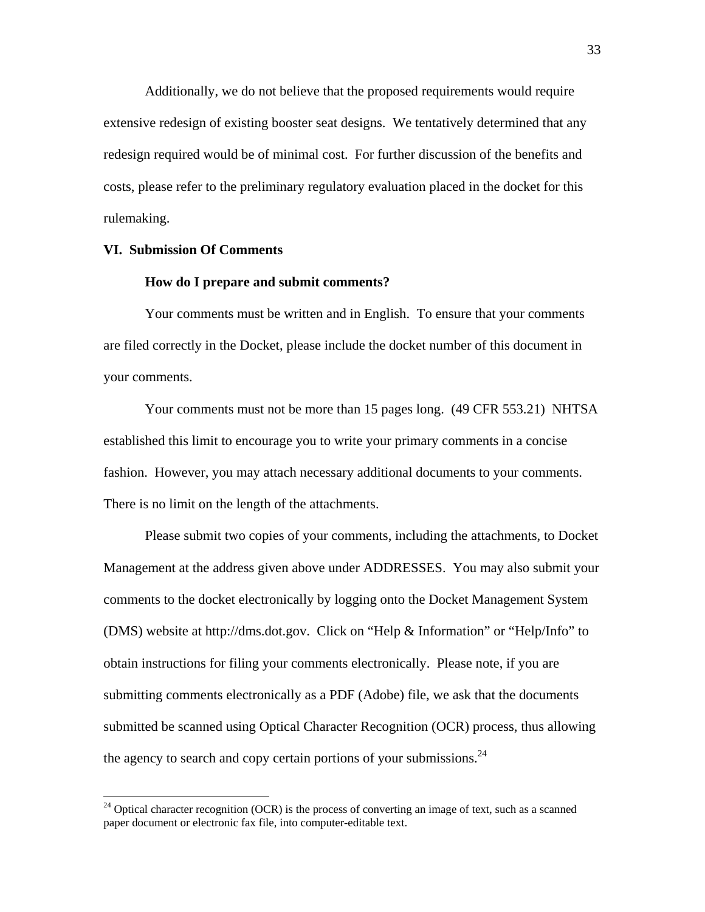Additionally, we do not believe that the proposed requirements would require extensive redesign of existing booster seat designs. We tentatively determined that any redesign required would be of minimal cost. For further discussion of the benefits and costs, please refer to the preliminary regulatory evaluation placed in the docket for this rulemaking.

## VI. Submission Of Comments

### How do I prepare and submit comments?

Your comments must be written and in English. To ensure that your comments are filed correctly in the Docket, please include the docket number of this document in your comments.

Your comments must not be more than 15 pages long. (49 CFR 553.21) NHTSA established this limit to encourage you to write your primary comments in a concise fashion. However, you may attach necessary additional documents to your comments. There is no limit on the length of the attachments.

Please submit two copies of your comments, including the attachments, to Docket Management at the address given above under ADDRESSES. You may also submit your comments to the docket electronically by logging onto the Docket Management System (DMS) website at http://dms.dot.gov. Click on "Help & Information" or "Help/Info" to obtain instructions for filing your comments electronically. Please note, if you are submitting comments electronically as a PDF (Adobe) file, we ask that the documents submitted be scanned using Optical Character Recognition (OCR) process, thus allowing the agency to search and copy certain portions of your submissions.[24]

---

[24] Optical character recognition (OCR) is the process of converting an image of text, such as a scanned paper document or electronic fax file, into computer-editable text.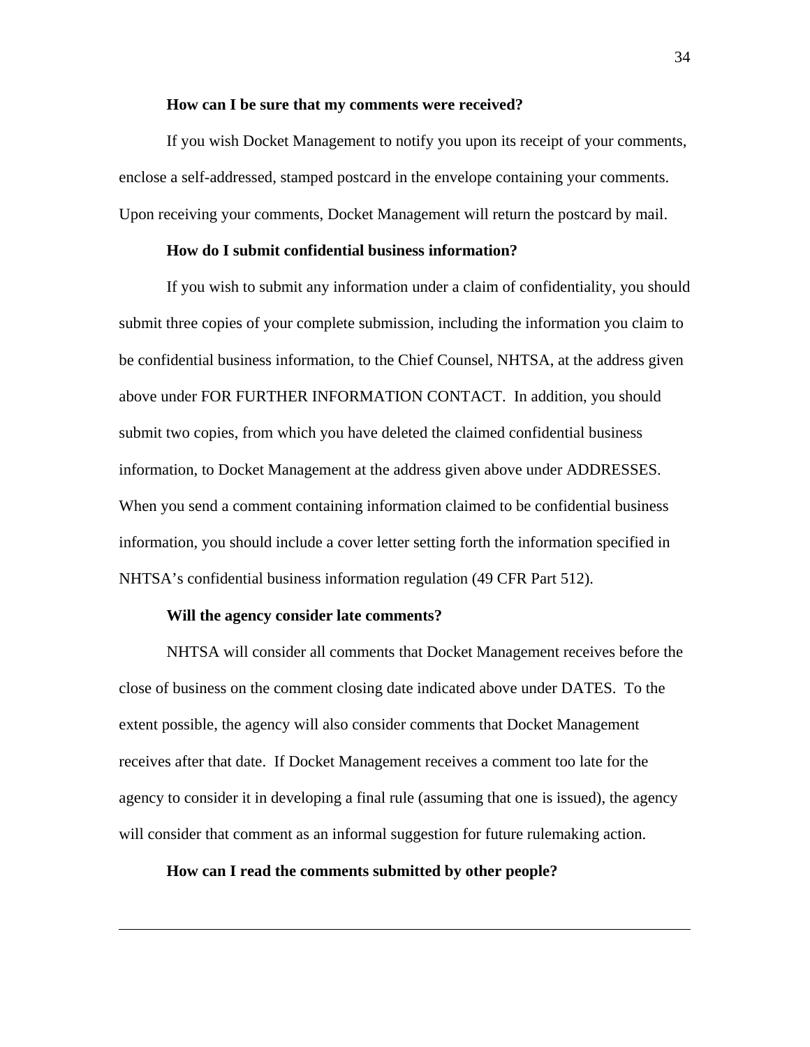**How can I be sure that my comments were received?**

If you wish Docket Management to notify you upon its receipt of your comments, enclose a self-addressed, stamped postcard in the envelope containing your comments. Upon receiving your comments, Docket Management will return the postcard by mail.

**How do I submit confidential business information?**

If you wish to submit any information under a claim of confidentiality, you should submit three copies of your complete submission, including the information you claim to be confidential business information, to the Chief Counsel, NHTSA, at the address given above under FOR FURTHER INFORMATION CONTACT. In addition, you should submit two copies, from which you have deleted the claimed confidential business information, to Docket Management at the address given above under ADDRESSES. When you send a comment containing information claimed to be confidential business information, you should include a cover letter setting forth the information specified in NHTSA's confidential business information regulation (49 CFR Part 512).

**Will the agency consider late comments?**

NHTSA will consider all comments that Docket Management receives before the close of business on the comment closing date indicated above under DATES. To the extent possible, the agency will also consider comments that Docket Management receives after that date. If Docket Management receives a comment too late for the agency to consider it in developing a final rule (assuming that one is issued), the agency will consider that comment as an informal suggestion for future rulemaking action.

**How can I read the comments submitted by other people?**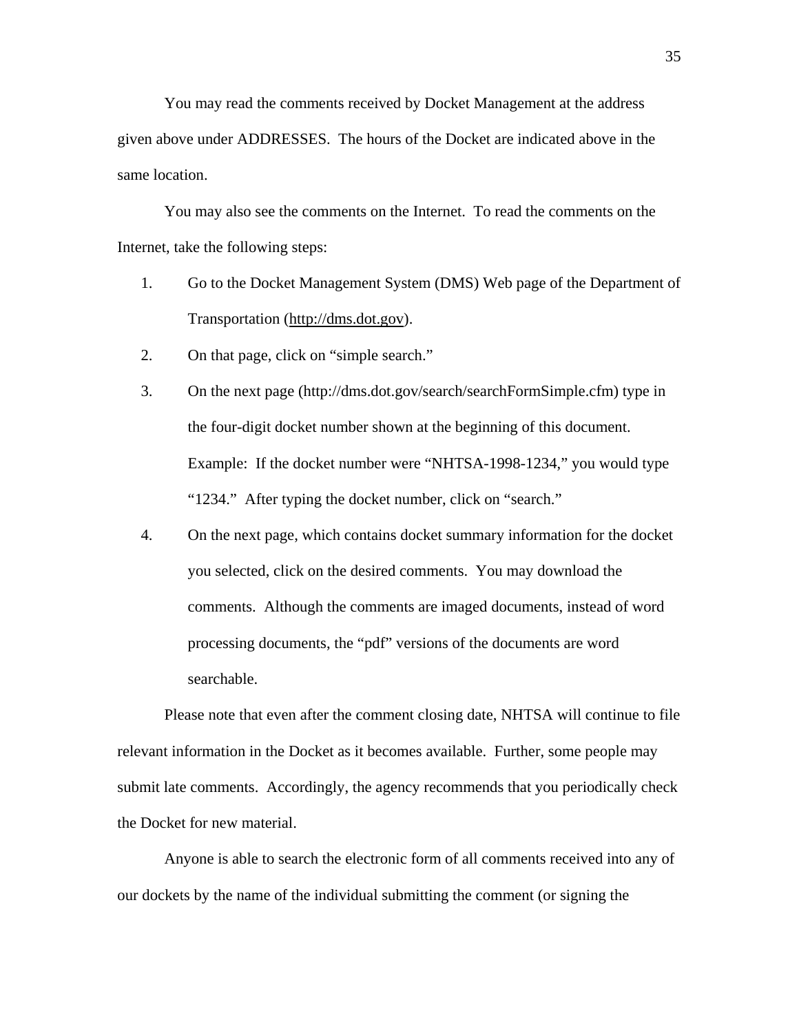You may read the comments received by Docket Management at the address given above under ADDRESSES. The hours of the Docket are indicated above in the same location.

You may also see the comments on the Internet. To read the comments on the Internet, take the following steps:

1. Go to the Docket Management System (DMS) Web page of the Department of Transportation (http://dms.dot.gov).
2. On that page, click on "simple search."
3. On the next page (http://dms.dot.gov/search/searchFormSimple.cfm) type in the four-digit docket number shown at the beginning of this document. Example: If the docket number were "NHTSA-1998-1234," you would type "1234." After typing the docket number, click on "search."
4. On the next page, which contains docket summary information for the docket you selected, click on the desired comments. You may download the comments. Although the comments are imaged documents, instead of word processing documents, the "pdf" versions of the documents are word searchable.

Please note that even after the comment closing date, NHTSA will continue to file relevant information in the Docket as it becomes available. Further, some people may submit late comments. Accordingly, the agency recommends that you periodically check the Docket for new material.

Anyone is able to search the electronic form of all comments received into any of our dockets by the name of the individual submitting the comment (or signing the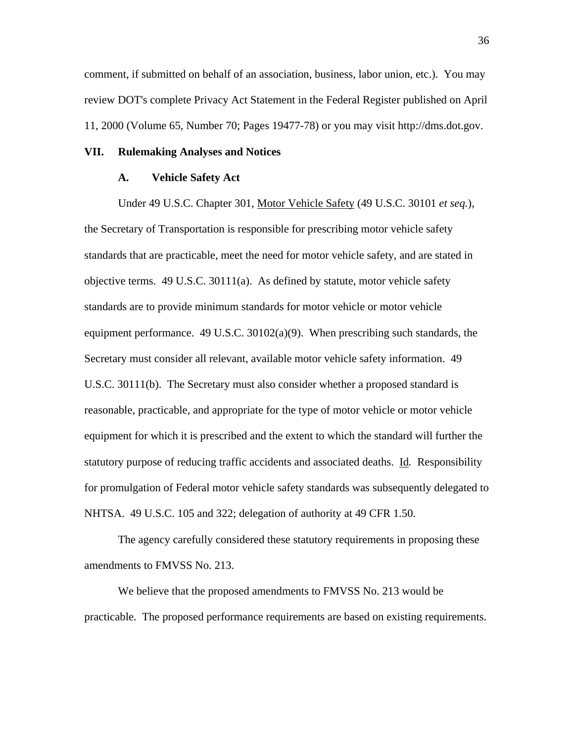comment, if submitted on behalf of an association, business, labor union, etc.). You may review DOT's complete Privacy Act Statement in the Federal Register published on April 11, 2000 (Volume 65, Number 70; Pages 19477-78) or you may visit http://dms.dot.gov.

## VII. Rulemaking Analyses and Notices

### A. Vehicle Safety Act

Under 49 U.S.C. Chapter 301, Motor Vehicle Safety (49 U.S.C. 30101 *et seq.*), the Secretary of Transportation is responsible for prescribing motor vehicle safety standards that are practicable, meet the need for motor vehicle safety, and are stated in objective terms. 49 U.S.C. 30111(a). As defined by statute, motor vehicle safety standards are to provide minimum standards for motor vehicle or motor vehicle equipment performance. 49 U.S.C. 30102(a)(9). When prescribing such standards, the Secretary must consider all relevant, available motor vehicle safety information. 49 U.S.C. 30111(b). The Secretary must also consider whether a proposed standard is reasonable, practicable, and appropriate for the type of motor vehicle or motor vehicle equipment for which it is prescribed and the extent to which the standard will further the statutory purpose of reducing traffic accidents and associated deaths. Id. Responsibility for promulgation of Federal motor vehicle safety standards was subsequently delegated to NHTSA. 49 U.S.C. 105 and 322; delegation of authority at 49 CFR 1.50.

The agency carefully considered these statutory requirements in proposing these amendments to FMVSS No. 213.

We believe that the proposed amendments to FMVSS No. 213 would be practicable. The proposed performance requirements are based on existing requirements.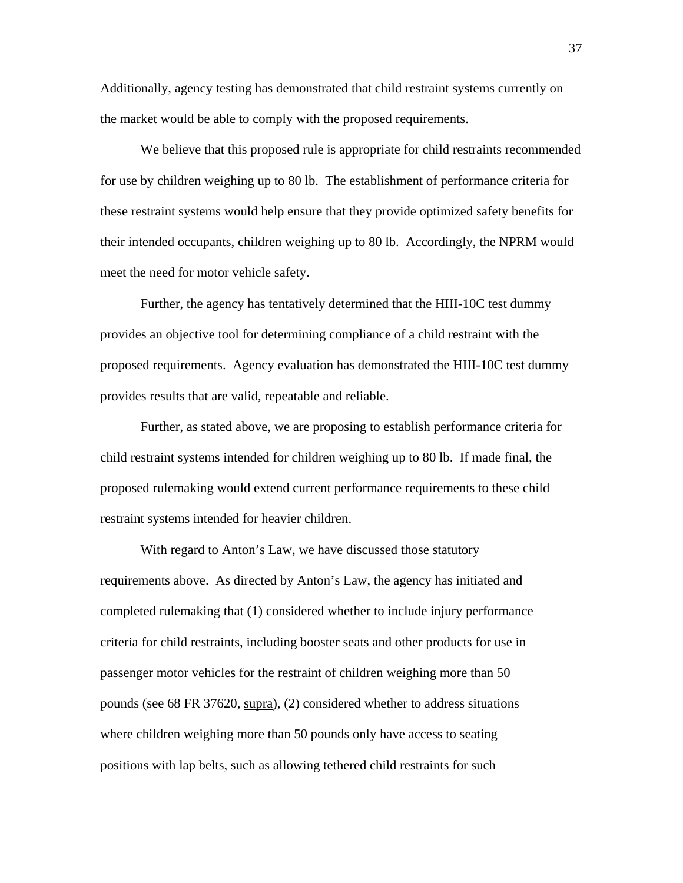Additionally, agency testing has demonstrated that child restraint systems currently on the market would be able to comply with the proposed requirements.

We believe that this proposed rule is appropriate for child restraints recommended for use by children weighing up to 80 lb. The establishment of performance criteria for these restraint systems would help ensure that they provide optimized safety benefits for their intended occupants, children weighing up to 80 lb. Accordingly, the NPRM would meet the need for motor vehicle safety.

Further, the agency has tentatively determined that the HIII-10C test dummy provides an objective tool for determining compliance of a child restraint with the proposed requirements. Agency evaluation has demonstrated the HIII-10C test dummy provides results that are valid, repeatable and reliable.

Further, as stated above, we are proposing to establish performance criteria for child restraint systems intended for children weighing up to 80 lb. If made final, the proposed rulemaking would extend current performance requirements to these child restraint systems intended for heavier children.

With regard to Anton's Law, we have discussed those statutory requirements above. As directed by Anton's Law, the agency has initiated and completed rulemaking that (1) considered whether to include injury performance criteria for child restraints, including booster seats and other products for use in passenger motor vehicles for the restraint of children weighing more than 50 pounds (see 68 FR 37620, supra), (2) considered whether to address situations where children weighing more than 50 pounds only have access to seating positions with lap belts, such as allowing tethered child restraints for such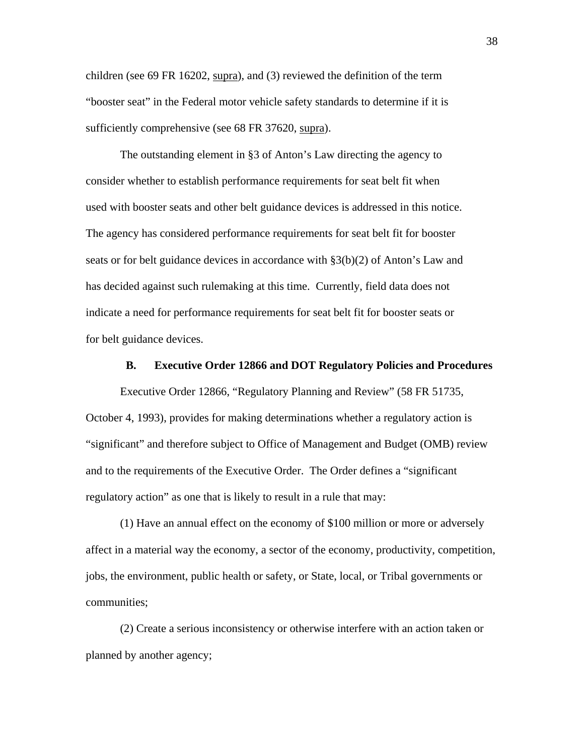children (see 69 FR 16202, supra), and (3) reviewed the definition of the term "booster seat" in the Federal motor vehicle safety standards to determine if it is sufficiently comprehensive (see 68 FR 37620, supra).

The outstanding element in §3 of Anton's Law directing the agency to consider whether to establish performance requirements for seat belt fit when used with booster seats and other belt guidance devices is addressed in this notice. The agency has considered performance requirements for seat belt fit for booster seats or for belt guidance devices in accordance with §3(b)(2) of Anton's Law and has decided against such rulemaking at this time. Currently, field data does not indicate a need for performance requirements for seat belt fit for booster seats or for belt guidance devices.

### B. Executive Order 12866 and DOT Regulatory Policies and Procedures

Executive Order 12866, "Regulatory Planning and Review" (58 FR 51735, October 4, 1993), provides for making determinations whether a regulatory action is "significant" and therefore subject to Office of Management and Budget (OMB) review and to the requirements of the Executive Order. The Order defines a "significant regulatory action" as one that is likely to result in a rule that may:

(1) Have an annual effect on the economy of $100 million or more or adversely affect in a material way the economy, a sector of the economy, productivity, competition, jobs, the environment, public health or safety, or State, local, or Tribal governments or communities;

(2) Create a serious inconsistency or otherwise interfere with an action taken or planned by another agency;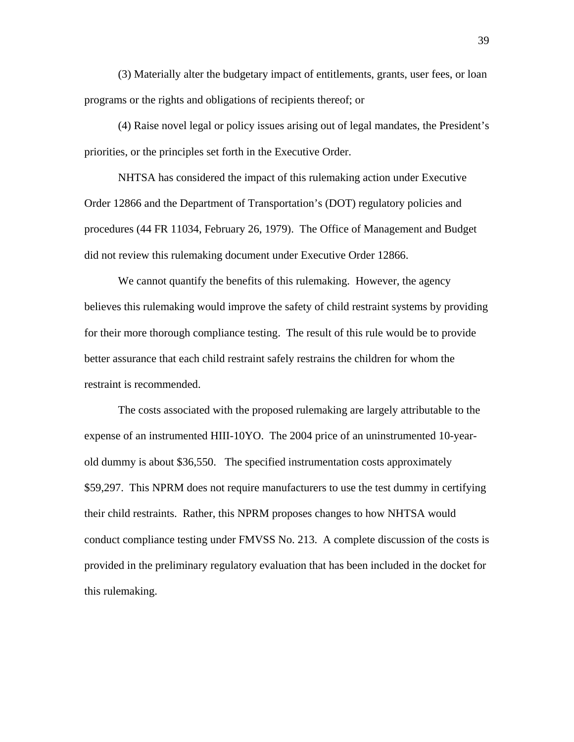(3) Materially alter the budgetary impact of entitlements, grants, user fees, or loan programs or the rights and obligations of recipients thereof; or

(4) Raise novel legal or policy issues arising out of legal mandates, the President's priorities, or the principles set forth in the Executive Order.

NHTSA has considered the impact of this rulemaking action under Executive Order 12866 and the Department of Transportation's (DOT) regulatory policies and procedures (44 FR 11034, February 26, 1979). The Office of Management and Budget did not review this rulemaking document under Executive Order 12866.

We cannot quantify the benefits of this rulemaking. However, the agency believes this rulemaking would improve the safety of child restraint systems by providing for their more thorough compliance testing. The result of this rule would be to provide better assurance that each child restraint safely restrains the children for whom the restraint is recommended.

The costs associated with the proposed rulemaking are largely attributable to the expense of an instrumented HIII-10YO. The 2004 price of an uninstrumented 10-year-old dummy is about $36,550. The specified instrumentation costs approximately $59,297. This NPRM does not require manufacturers to use the test dummy in certifying their child restraints. Rather, this NPRM proposes changes to how NHTSA would conduct compliance testing under FMVSS No. 213. A complete discussion of the costs is provided in the preliminary regulatory evaluation that has been included in the docket for this rulemaking.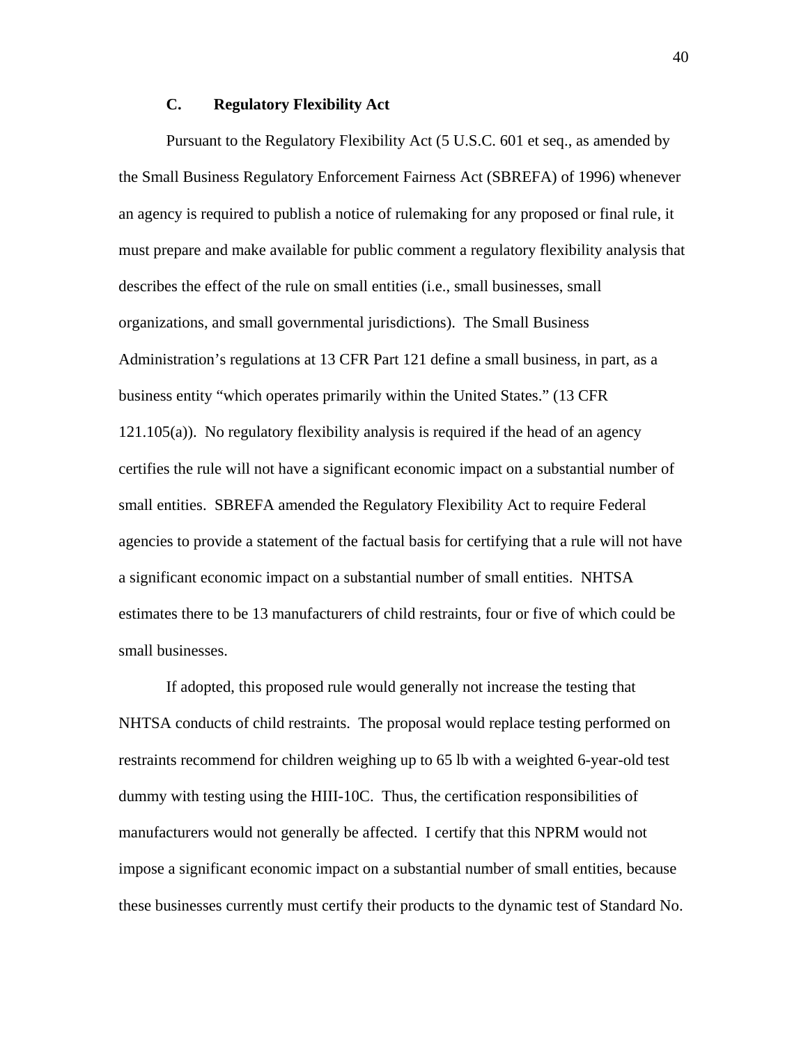### C. Regulatory Flexibility Act

Pursuant to the Regulatory Flexibility Act (5 U.S.C. 601 et seq., as amended by the Small Business Regulatory Enforcement Fairness Act (SBREFA) of 1996) whenever an agency is required to publish a notice of rulemaking for any proposed or final rule, it must prepare and make available for public comment a regulatory flexibility analysis that describes the effect of the rule on small entities (i.e., small businesses, small organizations, and small governmental jurisdictions). The Small Business Administration's regulations at 13 CFR Part 121 define a small business, in part, as a business entity "which operates primarily within the United States." (13 CFR 121.105(a)). No regulatory flexibility analysis is required if the head of an agency certifies the rule will not have a significant economic impact on a substantial number of small entities. SBREFA amended the Regulatory Flexibility Act to require Federal agencies to provide a statement of the factual basis for certifying that a rule will not have a significant economic impact on a substantial number of small entities. NHTSA estimates there to be 13 manufacturers of child restraints, four or five of which could be small businesses.

If adopted, this proposed rule would generally not increase the testing that NHTSA conducts of child restraints. The proposal would replace testing performed on restraints recommend for children weighing up to 65 lb with a weighted 6-year-old test dummy with testing using the HIII-10C. Thus, the certification responsibilities of manufacturers would not generally be affected. I certify that this NPRM would not impose a significant economic impact on a substantial number of small entities, because these businesses currently must certify their products to the dynamic test of Standard No.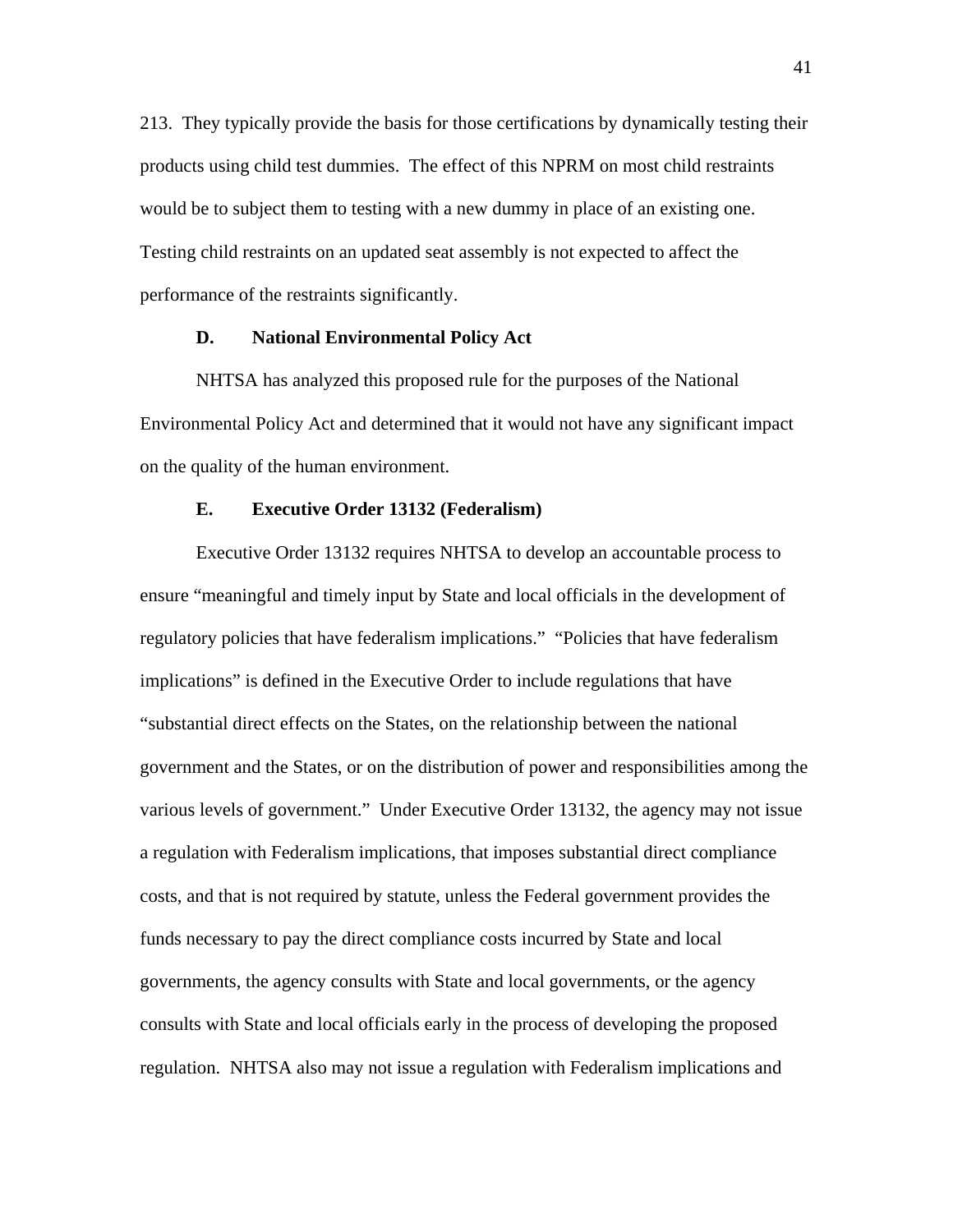213. They typically provide the basis for those certifications by dynamically testing their products using child test dummies. The effect of this NPRM on most child restraints would be to subject them to testing with a new dummy in place of an existing one. Testing child restraints on an updated seat assembly is not expected to affect the performance of the restraints significantly.

### D. National Environmental Policy Act

NHTSA has analyzed this proposed rule for the purposes of the National Environmental Policy Act and determined that it would not have any significant impact on the quality of the human environment.

### E. Executive Order 13132 (Federalism)

Executive Order 13132 requires NHTSA to develop an accountable process to ensure "meaningful and timely input by State and local officials in the development of regulatory policies that have federalism implications." "Policies that have federalism implications" is defined in the Executive Order to include regulations that have "substantial direct effects on the States, on the relationship between the national government and the States, or on the distribution of power and responsibilities among the various levels of government." Under Executive Order 13132, the agency may not issue a regulation with Federalism implications, that imposes substantial direct compliance costs, and that is not required by statute, unless the Federal government provides the funds necessary to pay the direct compliance costs incurred by State and local governments, the agency consults with State and local governments, or the agency consults with State and local officials early in the process of developing the proposed regulation. NHTSA also may not issue a regulation with Federalism implications and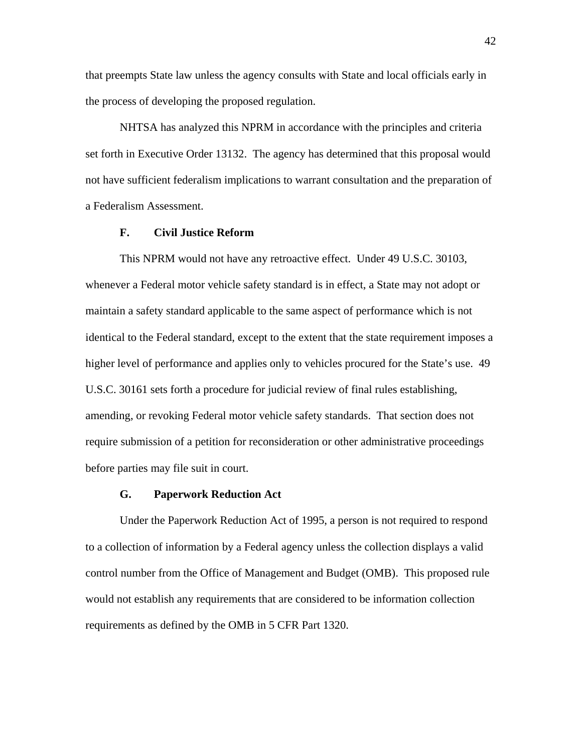that preempts State law unless the agency consults with State and local officials early in the process of developing the proposed regulation.

NHTSA has analyzed this NPRM in accordance with the principles and criteria set forth in Executive Order 13132. The agency has determined that this proposal would not have sufficient federalism implications to warrant consultation and the preparation of a Federalism Assessment.

### F. Civil Justice Reform

This NPRM would not have any retroactive effect. Under 49 U.S.C. 30103, whenever a Federal motor vehicle safety standard is in effect, a State may not adopt or maintain a safety standard applicable to the same aspect of performance which is not identical to the Federal standard, except to the extent that the state requirement imposes a higher level of performance and applies only to vehicles procured for the State's use. 49 U.S.C. 30161 sets forth a procedure for judicial review of final rules establishing, amending, or revoking Federal motor vehicle safety standards. That section does not require submission of a petition for reconsideration or other administrative proceedings before parties may file suit in court.

### G. Paperwork Reduction Act

Under the Paperwork Reduction Act of 1995, a person is not required to respond to a collection of information by a Federal agency unless the collection displays a valid control number from the Office of Management and Budget (OMB). This proposed rule would not establish any requirements that are considered to be information collection requirements as defined by the OMB in 5 CFR Part 1320.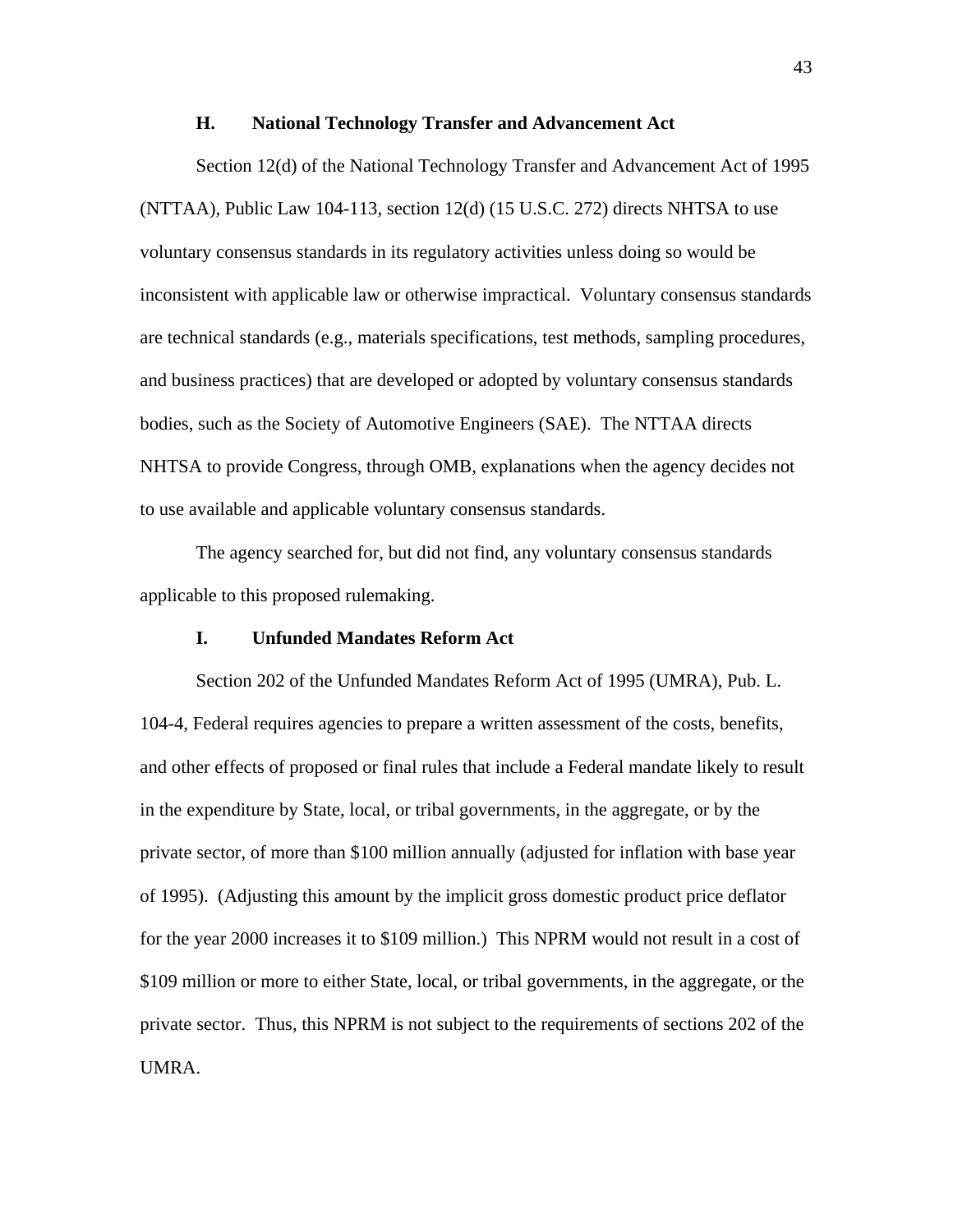### H. National Technology Transfer and Advancement Act

Section 12(d) of the National Technology Transfer and Advancement Act of 1995 (NTTAA), Public Law 104-113, section 12(d) (15 U.S.C. 272) directs NHTSA to use voluntary consensus standards in its regulatory activities unless doing so would be inconsistent with applicable law or otherwise impractical. Voluntary consensus standards are technical standards (e.g., materials specifications, test methods, sampling procedures, and business practices) that are developed or adopted by voluntary consensus standards bodies, such as the Society of Automotive Engineers (SAE). The NTTAA directs NHTSA to provide Congress, through OMB, explanations when the agency decides not to use available and applicable voluntary consensus standards.

The agency searched for, but did not find, any voluntary consensus standards applicable to this proposed rulemaking.

### I. Unfunded Mandates Reform Act

Section 202 of the Unfunded Mandates Reform Act of 1995 (UMRA), Pub. L. 104-4, Federal requires agencies to prepare a written assessment of the costs, benefits, and other effects of proposed or final rules that include a Federal mandate likely to result in the expenditure by State, local, or tribal governments, in the aggregate, or by the private sector, of more than $100 million annually (adjusted for inflation with base year of 1995). (Adjusting this amount by the implicit gross domestic product price deflator for the year 2000 increases it to $109 million.) This NPRM would not result in a cost of $109 million or more to either State, local, or tribal governments, in the aggregate, or the private sector. Thus, this NPRM is not subject to the requirements of sections 202 of the UMRA.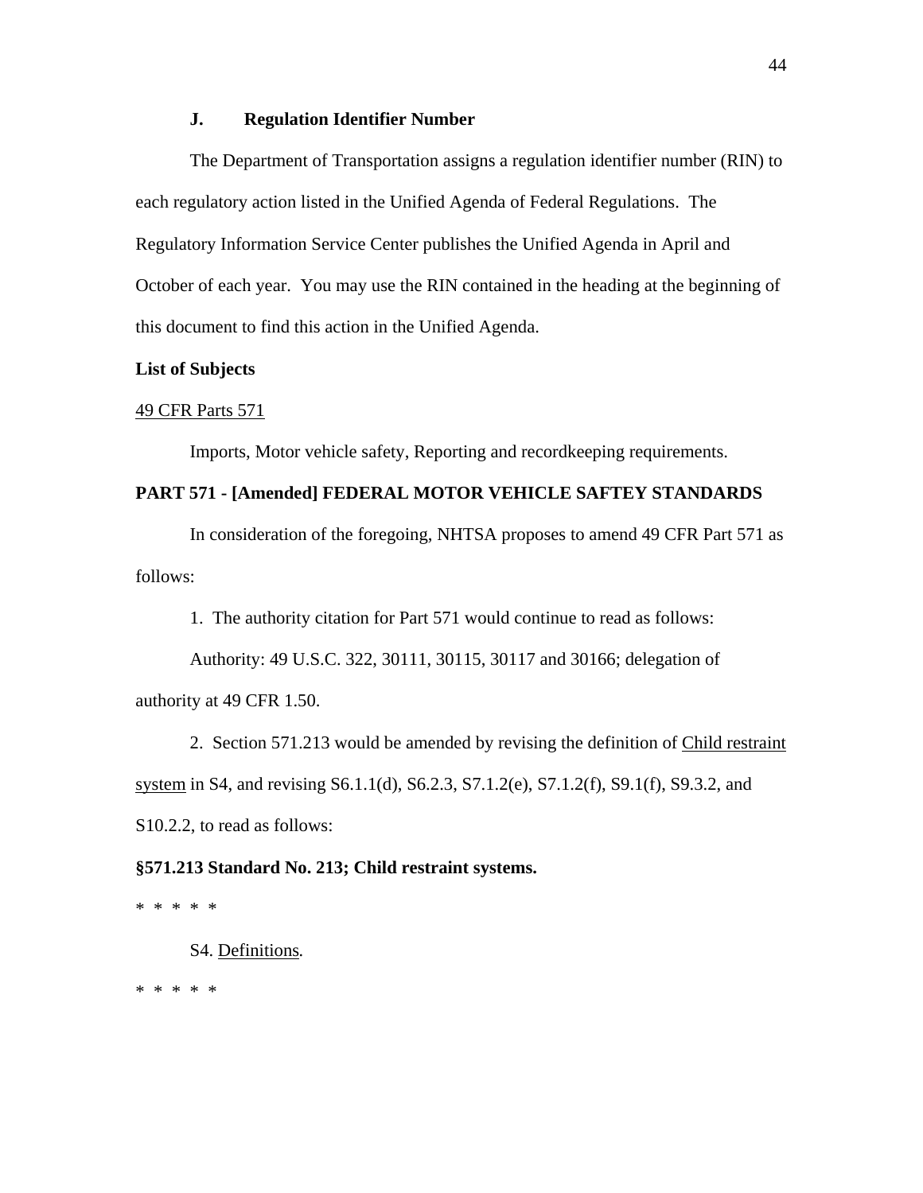### J. Regulation Identifier Number

The Department of Transportation assigns a regulation identifier number (RIN) to each regulatory action listed in the Unified Agenda of Federal Regulations. The Regulatory Information Service Center publishes the Unified Agenda in April and October of each year. You may use the RIN contained in the heading at the beginning of this document to find this action in the Unified Agenda.

**List of Subjects**

49 CFR Parts 571

Imports, Motor vehicle safety, Reporting and recordkeeping requirements.

**PART 571 - [Amended] FEDERAL MOTOR VEHICLE SAFTEY STANDARDS**

In consideration of the foregoing, NHTSA proposes to amend 49 CFR Part 571 as follows:

1. The authority citation for Part 571 would continue to read as follows:

Authority: 49 U.S.C. 322, 30111, 30115, 30117 and 30166; delegation of authority at 49 CFR 1.50.

2. Section 571.213 would be amended by revising the definition of Child restraint system in S4, and revising S6.1.1(d), S6.2.3, S7.1.2(e), S7.1.2(f), S9.1(f), S9.3.2, and S10.2.2, to read as follows:

**§571.213 Standard No. 213; Child restraint systems.**

\* \* \* \* \*

S4. Definitions.

\* \* \* \* \*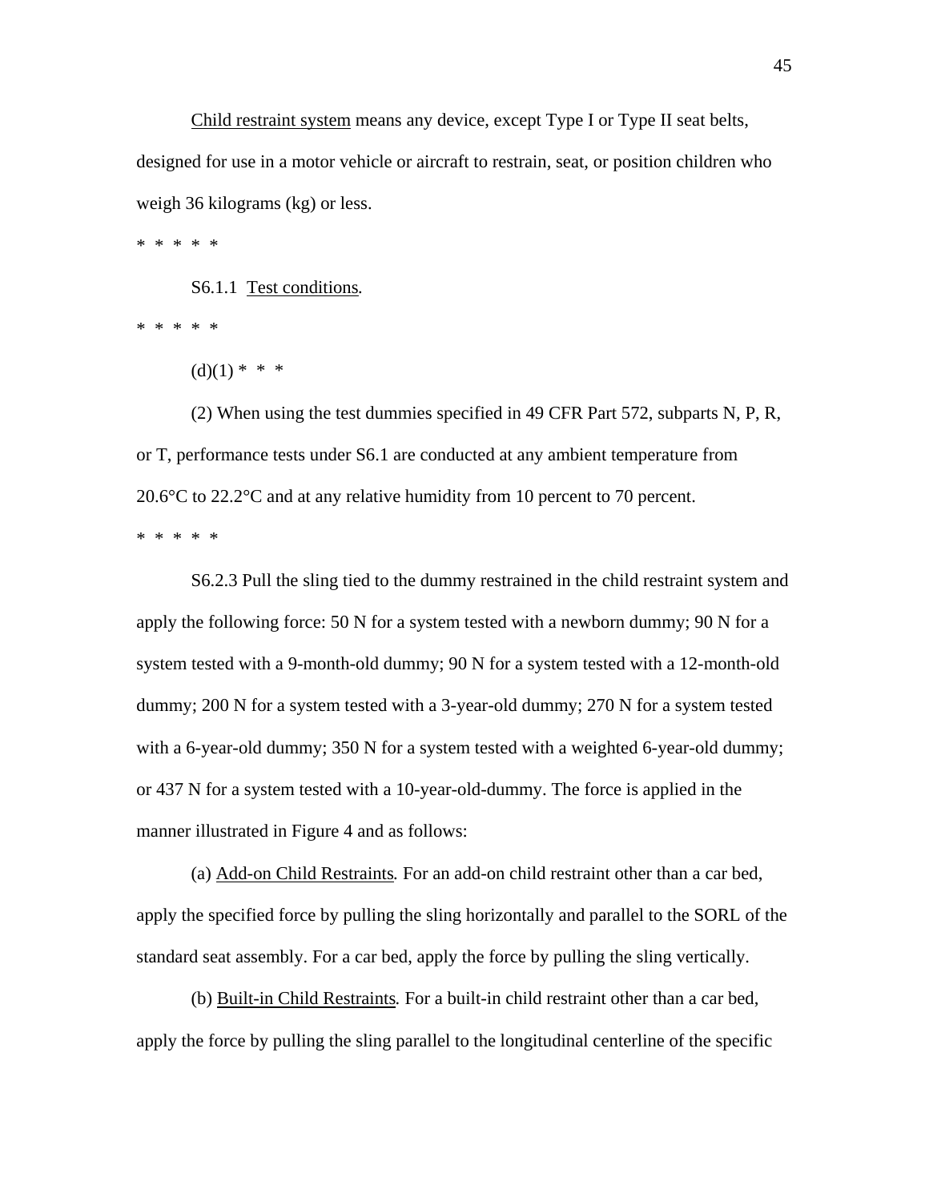Child restraint system means any device, except Type I or Type II seat belts, designed for use in a motor vehicle or aircraft to restrain, seat, or position children who weigh 36 kilograms (kg) or less.

\* \* \* \* \*

S6.1.1 Test conditions.

\* \* \* \* \*

(d)(1) \* \* \*

(2) When using the test dummies specified in 49 CFR Part 572, subparts N, P, R, or T, performance tests under S6.1 are conducted at any ambient temperature from 20.6°C to 22.2°C and at any relative humidity from 10 percent to 70 percent.

\* \* \* \* \*

S6.2.3 Pull the sling tied to the dummy restrained in the child restraint system and apply the following force: 50 N for a system tested with a newborn dummy; 90 N for a system tested with a 9-month-old dummy; 90 N for a system tested with a 12-month-old dummy; 200 N for a system tested with a 3-year-old dummy; 270 N for a system tested with a 6-year-old dummy; 350 N for a system tested with a weighted 6-year-old dummy; or 437 N for a system tested with a 10-year-old-dummy. The force is applied in the manner illustrated in Figure 4 and as follows:

(a) Add-on Child Restraints. For an add-on child restraint other than a car bed, apply the specified force by pulling the sling horizontally and parallel to the SORL of the standard seat assembly. For a car bed, apply the force by pulling the sling vertically.

(b) Built-in Child Restraints. For a built-in child restraint other than a car bed, apply the force by pulling the sling parallel to the longitudinal centerline of the specific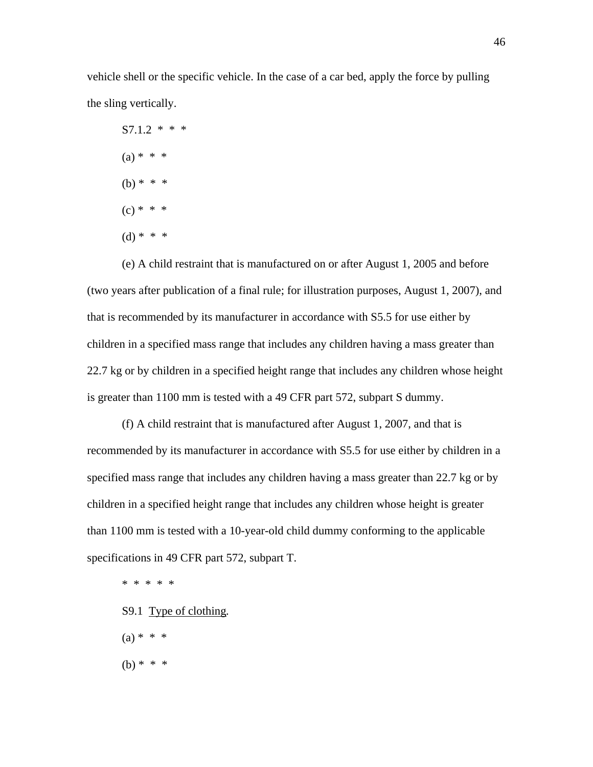vehicle shell or the specific vehicle. In the case of a car bed, apply the force by pulling the sling vertically.

S7.1.2 * * *

(a) * * *

(b) * * *

(c) * * *

(d) * * *

(e) A child restraint that is manufactured on or after August 1, 2005 and before (two years after publication of a final rule; for illustration purposes, August 1, 2007), and that is recommended by its manufacturer in accordance with S5.5 for use either by children in a specified mass range that includes any children having a mass greater than 22.7 kg or by children in a specified height range that includes any children whose height is greater than 1100 mm is tested with a 49 CFR part 572, subpart S dummy.

(f) A child restraint that is manufactured after August 1, 2007, and that is recommended by its manufacturer in accordance with S5.5 for use either by children in a specified mass range that includes any children having a mass greater than 22.7 kg or by children in a specified height range that includes any children whose height is greater than 1100 mm is tested with a 10-year-old child dummy conforming to the applicable specifications in 49 CFR part 572, subpart T.

* * * * *

S9.1 Type of clothing.

(a) * * *

(b) * * *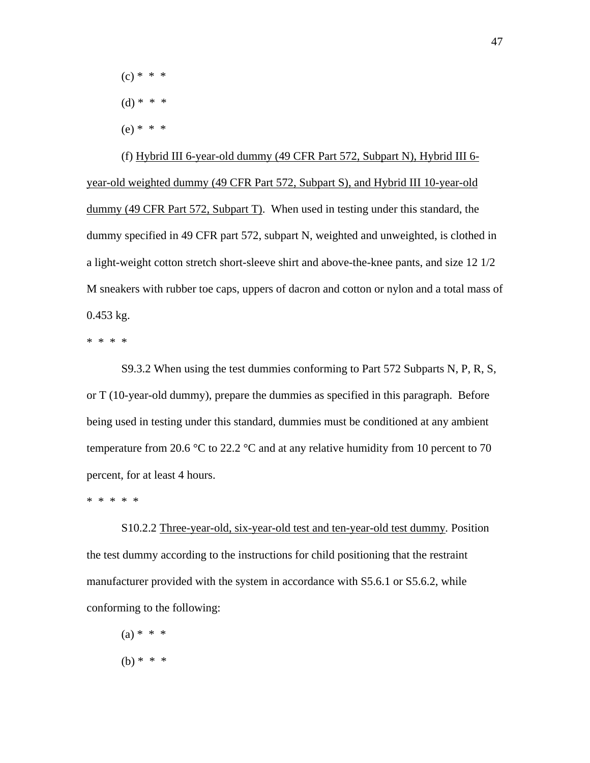(c) * * *

(d) * * *

(e) * * *

(f) Hybrid III 6-year-old dummy (49 CFR Part 572, Subpart N), Hybrid III 6-year-old weighted dummy (49 CFR Part 572, Subpart S), and Hybrid III 10-year-old dummy (49 CFR Part 572, Subpart T). When used in testing under this standard, the dummy specified in 49 CFR part 572, subpart N, weighted and unweighted, is clothed in a light-weight cotton stretch short-sleeve shirt and above-the-knee pants, and size 12 1/2 M sneakers with rubber toe caps, uppers of dacron and cotton or nylon and a total mass of 0.453 kg.

* * * *

S9.3.2 When using the test dummies conforming to Part 572 Subparts N, P, R, S, or T (10-year-old dummy), prepare the dummies as specified in this paragraph. Before being used in testing under this standard, dummies must be conditioned at any ambient temperature from 20.6 °C to 22.2 °C and at any relative humidity from 10 percent to 70 percent, for at least 4 hours.

* * * * *

S10.2.2 Three-year-old, six-year-old test and ten-year-old test dummy. Position the test dummy according to the instructions for child positioning that the restraint manufacturer provided with the system in accordance with S5.6.1 or S5.6.2, while conforming to the following:

(a) * * *

(b) * * *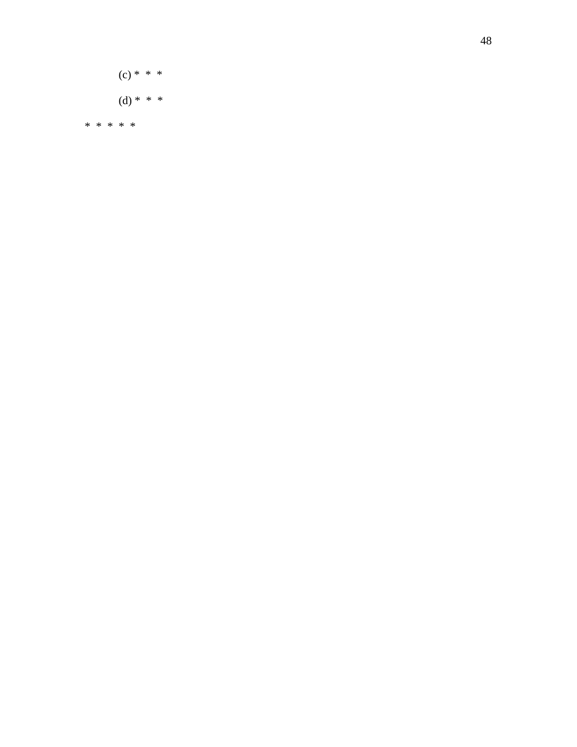(c) * * *

(d) * * *

* * * * *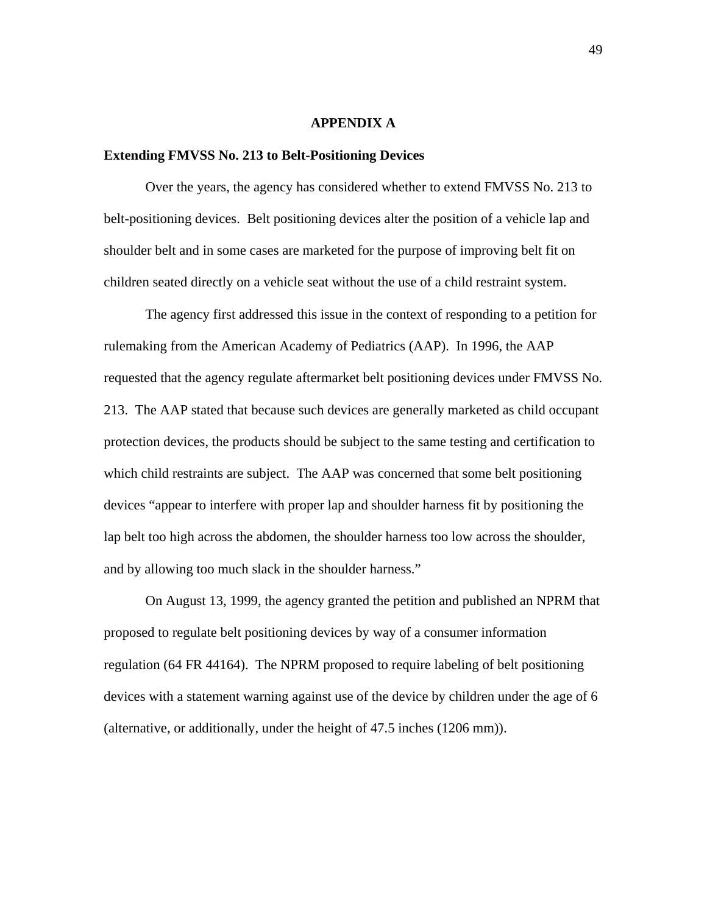# APPENDIX A

**Extending FMVSS No. 213 to Belt-Positioning Devices**

Over the years, the agency has considered whether to extend FMVSS No. 213 to belt-positioning devices. Belt positioning devices alter the position of a vehicle lap and shoulder belt and in some cases are marketed for the purpose of improving belt fit on children seated directly on a vehicle seat without the use of a child restraint system.

The agency first addressed this issue in the context of responding to a petition for rulemaking from the American Academy of Pediatrics (AAP). In 1996, the AAP requested that the agency regulate aftermarket belt positioning devices under FMVSS No. 213. The AAP stated that because such devices are generally marketed as child occupant protection devices, the products should be subject to the same testing and certification to which child restraints are subject. The AAP was concerned that some belt positioning devices "appear to interfere with proper lap and shoulder harness fit by positioning the lap belt too high across the abdomen, the shoulder harness too low across the shoulder, and by allowing too much slack in the shoulder harness."

On August 13, 1999, the agency granted the petition and published an NPRM that proposed to regulate belt positioning devices by way of a consumer information regulation (64 FR 44164). The NPRM proposed to require labeling of belt positioning devices with a statement warning against use of the device by children under the age of 6 (alternative, or additionally, under the height of 47.5 inches (1206 mm)).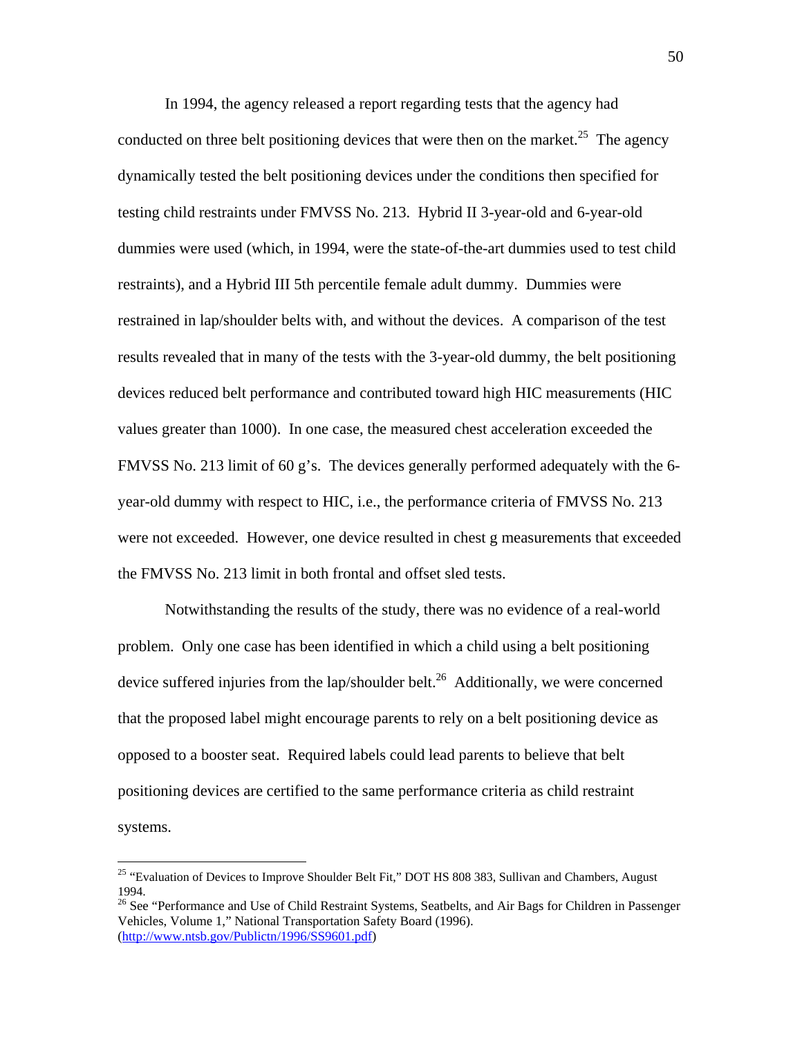In 1994, the agency released a report regarding tests that the agency had conducted on three belt positioning devices that were then on the market.[25] The agency dynamically tested the belt positioning devices under the conditions then specified for testing child restraints under FMVSS No. 213. Hybrid II 3-year-old and 6-year-old dummies were used (which, in 1994, were the state-of-the-art dummies used to test child restraints), and a Hybrid III 5th percentile female adult dummy. Dummies were restrained in lap/shoulder belts with, and without the devices. A comparison of the test results revealed that in many of the tests with the 3-year-old dummy, the belt positioning devices reduced belt performance and contributed toward high HIC measurements (HIC values greater than 1000). In one case, the measured chest acceleration exceeded the FMVSS No. 213 limit of 60 g's. The devices generally performed adequately with the 6-year-old dummy with respect to HIC, i.e., the performance criteria of FMVSS No. 213 were not exceeded. However, one device resulted in chest g measurements that exceeded the FMVSS No. 213 limit in both frontal and offset sled tests.

Notwithstanding the results of the study, there was no evidence of a real-world problem. Only one case has been identified in which a child using a belt positioning device suffered injuries from the lap/shoulder belt.[26] Additionally, we were concerned that the proposed label might encourage parents to rely on a belt positioning device as opposed to a booster seat. Required labels could lead parents to believe that belt positioning devices are certified to the same performance criteria as child restraint systems.

---

[25] "Evaluation of Devices to Improve Shoulder Belt Fit," DOT HS 808 383, Sullivan and Chambers, August 1994.

[26] See "Performance and Use of Child Restraint Systems, Seatbelts, and Air Bags for Children in Passenger Vehicles, Volume 1," National Transportation Safety Board (1996). (http://www.ntsb.gov/Publictn/1996/SS9601.pdf)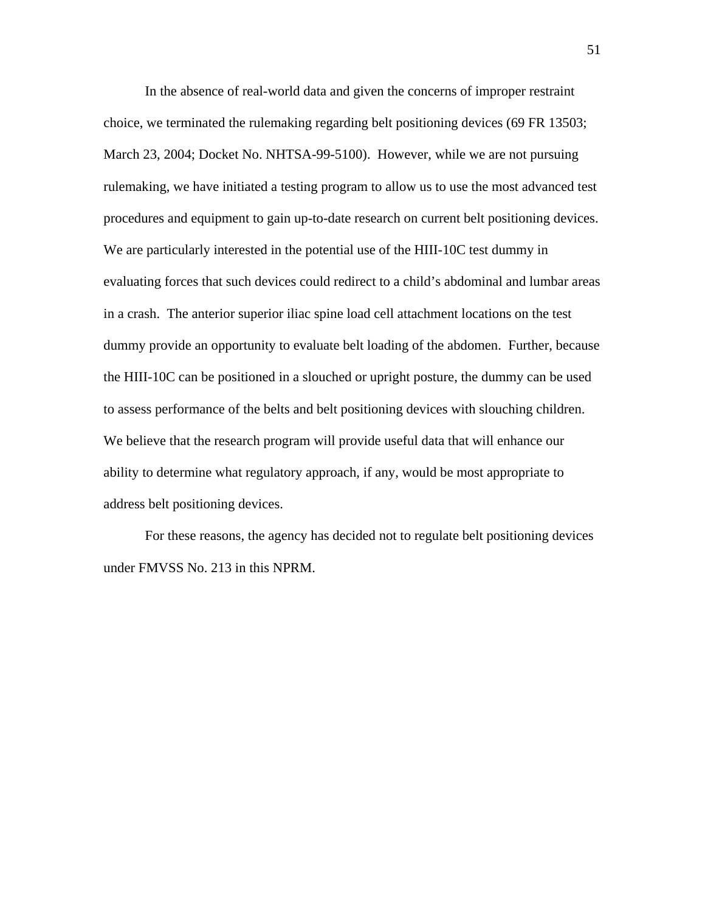In the absence of real-world data and given the concerns of improper restraint choice, we terminated the rulemaking regarding belt positioning devices (69 FR 13503; March 23, 2004; Docket No. NHTSA-99-5100). However, while we are not pursuing rulemaking, we have initiated a testing program to allow us to use the most advanced test procedures and equipment to gain up-to-date research on current belt positioning devices. We are particularly interested in the potential use of the HIII-10C test dummy in evaluating forces that such devices could redirect to a child's abdominal and lumbar areas in a crash. The anterior superior iliac spine load cell attachment locations on the test dummy provide an opportunity to evaluate belt loading of the abdomen. Further, because the HIII-10C can be positioned in a slouched or upright posture, the dummy can be used to assess performance of the belts and belt positioning devices with slouching children. We believe that the research program will provide useful data that will enhance our ability to determine what regulatory approach, if any, would be most appropriate to address belt positioning devices.

For these reasons, the agency has decided not to regulate belt positioning devices under FMVSS No. 213 in this NPRM.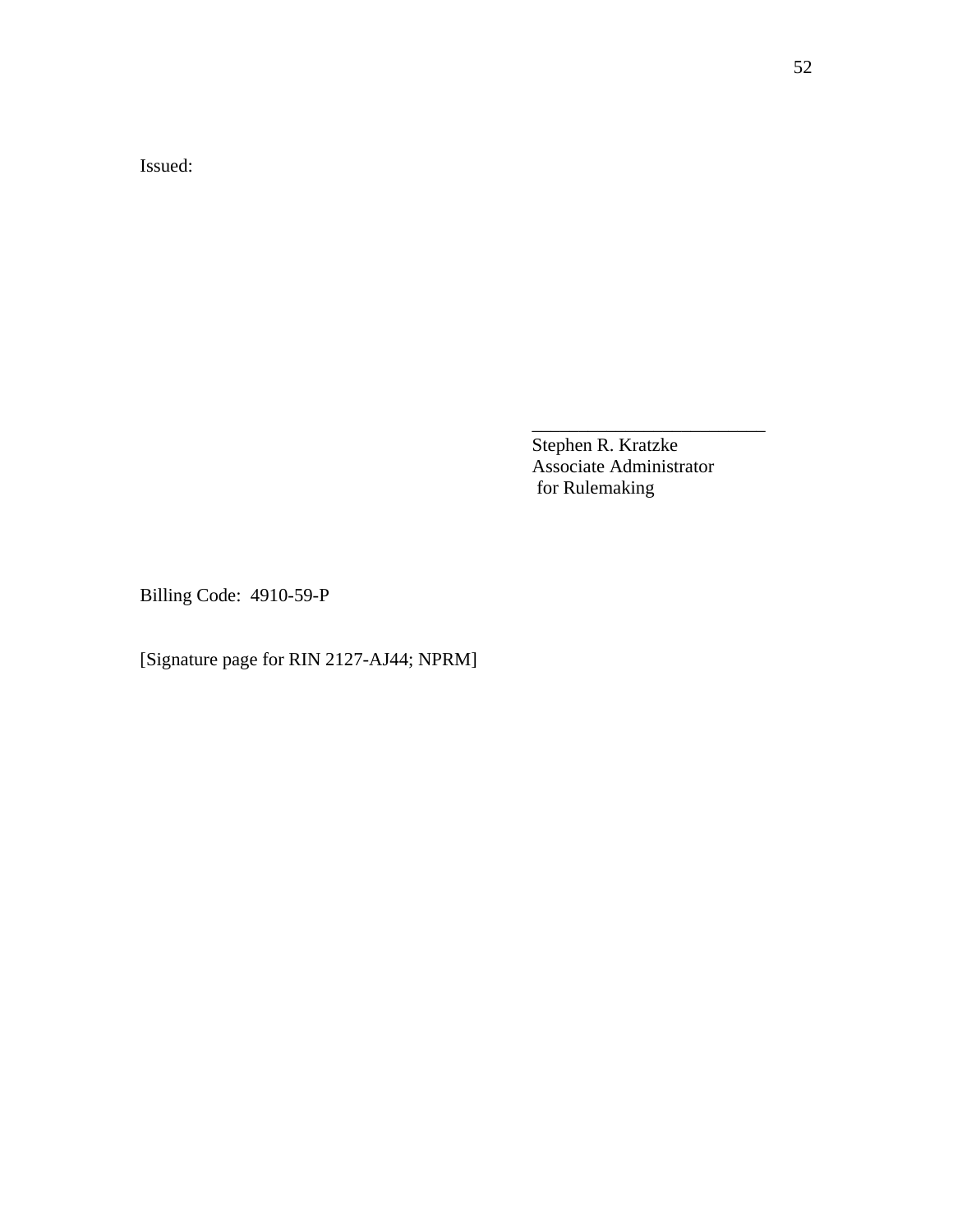Issued:

\_\_\_\_\_\_\_\_\_\_\_\_\_\_\_\_\_\_\_\_\_\_\_\_\_\_

Stephen R. Kratzke
Associate Administrator
for Rulemaking

Billing Code: 4910-59-P

[Signature page for RIN 2127-AJ44; NPRM]